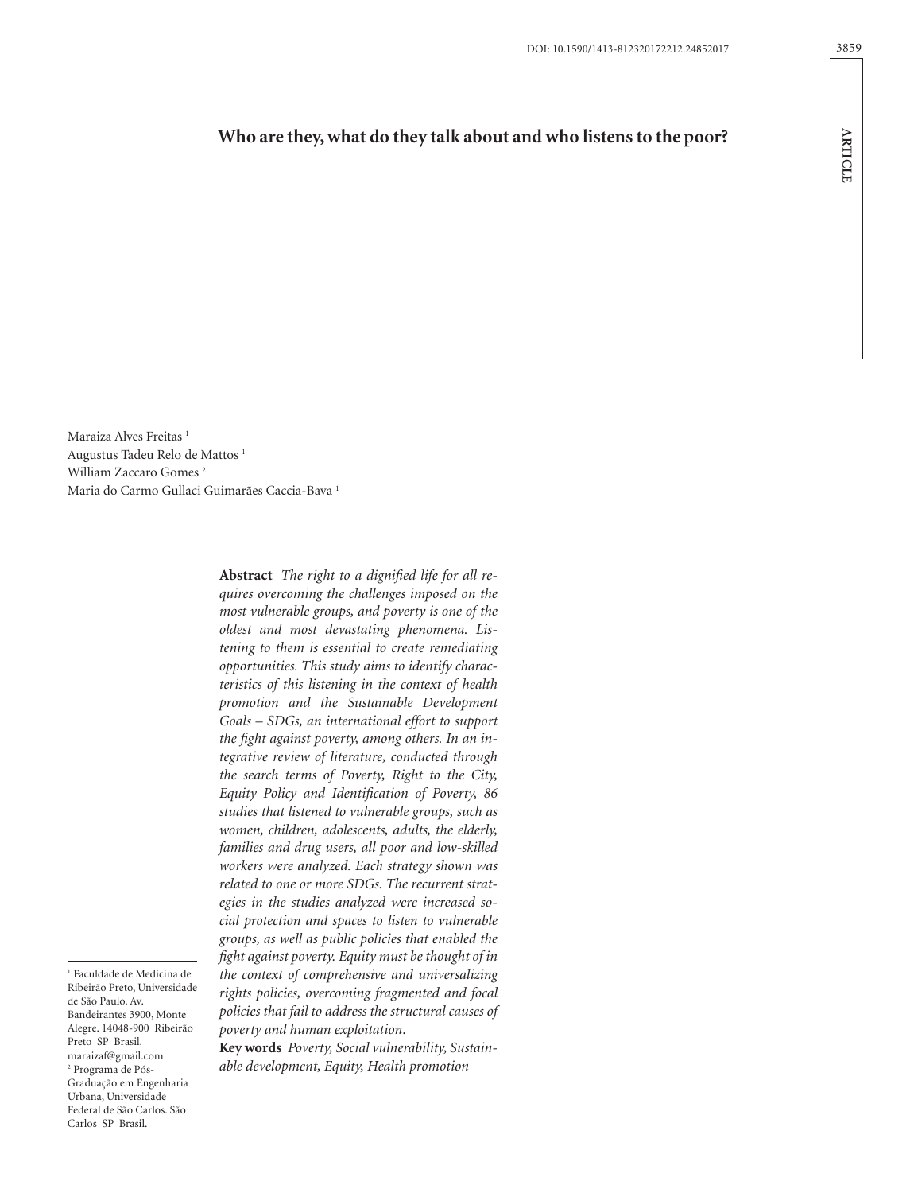DOI: 10.1590/1413-812320172212.24852017

# Who are they, what do they talk about and who listens to the poor?

Maraiza Alves Freitas [1]
Augustus Tadeu Relo de Mattos [1]
William Zaccaro Gomes [2]
Maria do Carmo Gullaci Guimarães Caccia-Bava [1]

**Abstract** *The right to a dignified life for all requires overcoming the challenges imposed on the most vulnerable groups, and poverty is one of the oldest and most devastating phenomena. Listening to them is essential to create remediating opportunities. This study aims to identify characteristics of this listening in the context of health promotion and the Sustainable Development Goals – SDGs, an international effort to support the fight against poverty, among others. In an integrative review of literature, conducted through the search terms of Poverty, Right to the City, Equity Policy and Identification of Poverty, 86 studies that listened to vulnerable groups, such as women, children, adolescents, adults, the elderly, families and drug users, all poor and low-skilled workers were analyzed. Each strategy shown was related to one or more SDGs. The recurrent strategies in the studies analyzed were increased social protection and spaces to listen to vulnerable groups, as well as public policies that enabled the fight against poverty. Equity must be thought of in the context of comprehensive and universalizing rights policies, overcoming fragmented and focal policies that fail to address the structural causes of poverty and human exploitation.*

**Key words** *Poverty, Social vulnerability, Sustainable development, Equity, Health promotion*

[1] Faculdade de Medicina de Ribeirão Preto, Universidade de São Paulo. Av. Bandeirantes 3900, Monte Alegre. 14048-900 Ribeirão Preto SP Brasil. maraizaf@gmail.com
[2] Programa de Pós-Graduação em Engenharia Urbana, Universidade Federal de São Carlos. São Carlos SP Brasil.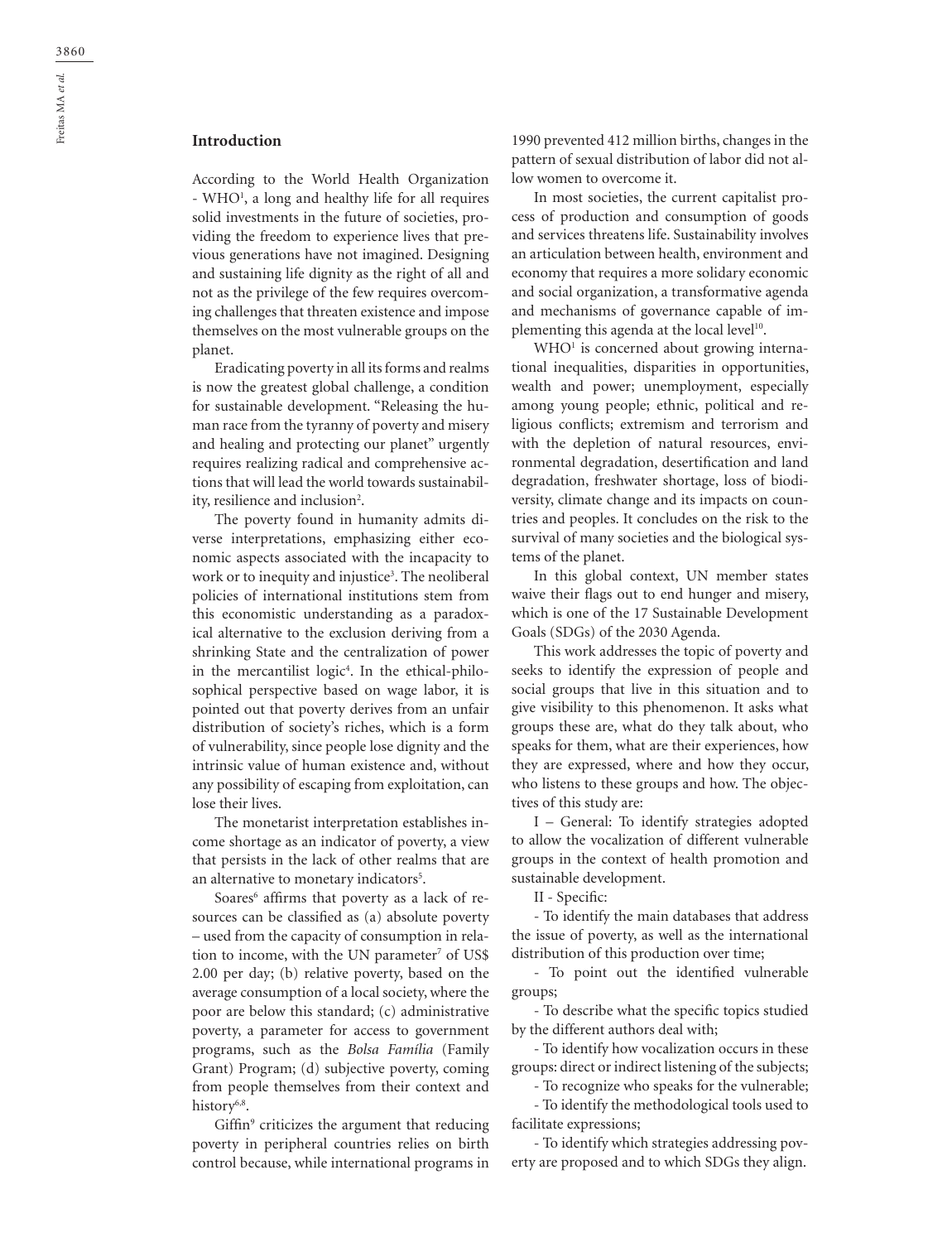## Introduction

According to the World Health Organization - WHO[1], a long and healthy life for all requires solid investments in the future of societies, providing the freedom to experience lives that previous generations have not imagined. Designing and sustaining life dignity as the right of all and not as the privilege of the few requires overcoming challenges that threaten existence and impose themselves on the most vulnerable groups on the planet.

Eradicating poverty in all its forms and realms is now the greatest global challenge, a condition for sustainable development. "Releasing the human race from the tyranny of poverty and misery and healing and protecting our planet" urgently requires realizing radical and comprehensive actions that will lead the world towards sustainability, resilience and inclusion[2].

The poverty found in humanity admits diverse interpretations, emphasizing either economic aspects associated with the incapacity to work or to inequity and injustice[3]. The neoliberal policies of international institutions stem from this economistic understanding as a paradoxical alternative to the exclusion deriving from a shrinking State and the centralization of power in the mercantilist logic[4]. In the ethical-philosophical perspective based on wage labor, it is pointed out that poverty derives from an unfair distribution of society's riches, which is a form of vulnerability, since people lose dignity and the intrinsic value of human existence and, without any possibility of escaping from exploitation, can lose their lives.

The monetarist interpretation establishes income shortage as an indicator of poverty, a view that persists in the lack of other realms that are an alternative to monetary indicators[5].

Soares[6] affirms that poverty as a lack of resources can be classified as (a) absolute poverty – used from the capacity of consumption in relation to income, with the UN parameter[7] of US$ 2.00 per day; (b) relative poverty, based on the average consumption of a local society, where the poor are below this standard; (c) administrative poverty, a parameter for access to government programs, such as the *Bolsa Família* (Family Grant) Program; (d) subjective poverty, coming from people themselves from their context and history[6,8].

Giffin[9] criticizes the argument that reducing poverty in peripheral countries relies on birth control because, while international programs in 1990 prevented 412 million births, changes in the pattern of sexual distribution of labor did not allow women to overcome it.

In most societies, the current capitalist process of production and consumption of goods and services threatens life. Sustainability involves an articulation between health, environment and economy that requires a more solidary economic and social organization, a transformative agenda and mechanisms of governance capable of implementing this agenda at the local level[10].

WHO[1] is concerned about growing international inequalities, disparities in opportunities, wealth and power; unemployment, especially among young people; ethnic, political and religious conflicts; extremism and terrorism and with the depletion of natural resources, environmental degradation, desertification and land degradation, freshwater shortage, loss of biodiversity, climate change and its impacts on countries and peoples. It concludes on the risk to the survival of many societies and the biological systems of the planet.

In this global context, UN member states waive their flags out to end hunger and misery, which is one of the 17 Sustainable Development Goals (SDGs) of the 2030 Agenda.

This work addresses the topic of poverty and seeks to identify the expression of people and social groups that live in this situation and to give visibility to this phenomenon. It asks what groups these are, what do they talk about, who speaks for them, what are their experiences, how they are expressed, where and how they occur, who listens to these groups and how. The objectives of this study are:

I – General: To identify strategies adopted to allow the vocalization of different vulnerable groups in the context of health promotion and sustainable development.

II - Specific:

- To identify the main databases that address the issue of poverty, as well as the international distribution of this production over time;
- To point out the identified vulnerable groups;
- To describe what the specific topics studied by the different authors deal with;
- To identify how vocalization occurs in these groups: direct or indirect listening of the subjects;
- To recognize who speaks for the vulnerable;
- To identify the methodological tools used to facilitate expressions;
- To identify which strategies addressing poverty are proposed and to which SDGs they align.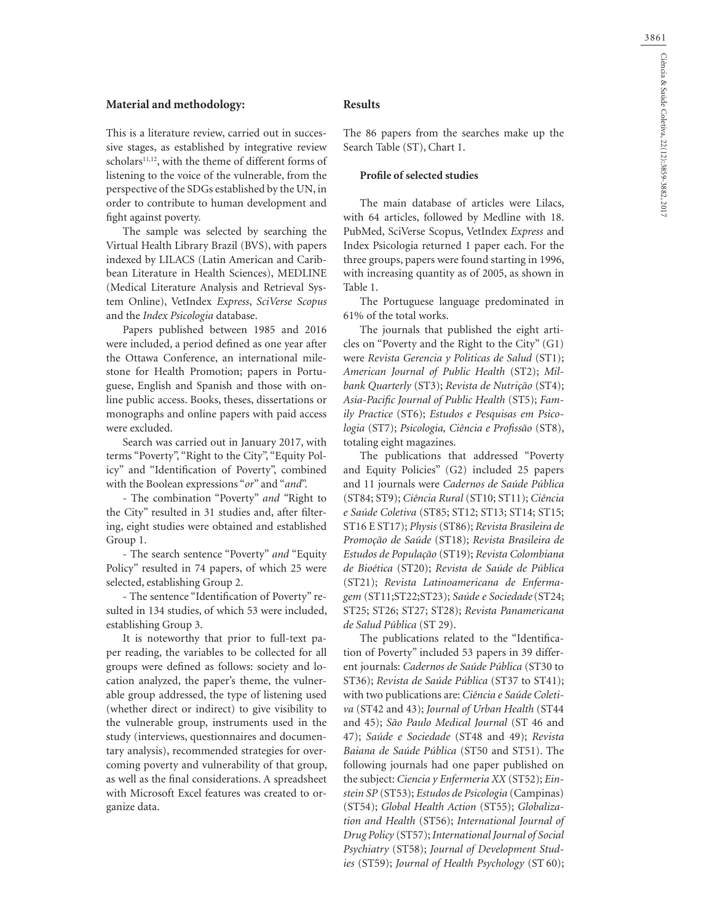## Material and methodology:

This is a literature review, carried out in successive stages, as established by integrative review scholars[11,12], with the theme of different forms of listening to the voice of the vulnerable, from the perspective of the SDGs established by the UN, in order to contribute to human development and fight against poverty.

The sample was selected by searching the Virtual Health Library Brazil (BVS), with papers indexed by LILACS (Latin American and Caribbean Literature in Health Sciences), MEDLINE (Medical Literature Analysis and Retrieval System Online), VetIndex *Express*, *SciVerse Scopus* and the *Index Psicologia* database.

Papers published between 1985 and 2016 were included, a period defined as one year after the Ottawa Conference, an international milestone for Health Promotion; papers in Portuguese, English and Spanish and those with online public access. Books, theses, dissertations or monographs and online papers with paid access were excluded.

Search was carried out in January 2017, with terms "Poverty", "Right to the City", "Equity Policy" and "Identification of Poverty", combined with the Boolean expressions "*or*" and "*and*".

- The combination "Poverty" *and* "Right to the City" resulted in 31 studies and, after filtering, eight studies were obtained and established Group 1.

- The search sentence "Poverty" *and* "Equity Policy" resulted in 74 papers, of which 25 were selected, establishing Group 2.

- The sentence "Identification of Poverty" resulted in 134 studies, of which 53 were included, establishing Group 3.

It is noteworthy that prior to full-text paper reading, the variables to be collected for all groups were defined as follows: society and location analyzed, the paper's theme, the vulnerable group addressed, the type of listening used (whether direct or indirect) to give visibility to the vulnerable group, instruments used in the study (interviews, questionnaires and documentary analysis), recommended strategies for overcoming poverty and vulnerability of that group, as well as the final considerations. A spreadsheet with Microsoft Excel features was created to organize data.

## Results

The 86 papers from the searches make up the Search Table (ST), Chart 1.

### Profile of selected studies

The main database of articles were Lilacs, with 64 articles, followed by Medline with 18. PubMed, SciVerse Scopus, VetIndex *Express* and Index Psicologia returned 1 paper each. For the three groups, papers were found starting in 1996, with increasing quantity as of 2005, as shown in Table 1.

The Portuguese language predominated in 61% of the total works.

The journals that published the eight articles on "Poverty and the Right to the City" (G1) were *Revista Gerencia y Politicas de Salud* (ST1); *American Journal of Public Health* (ST2); *Milbank Quarterly* (ST3); *Revista de Nutrição* (ST4); *Asia-Pacific Journal of Public Health* (ST5); *Family Practice* (ST6); *Estudos e Pesquisas em Psicologia* (ST7); *Psicologia, Ciência e Profissão* (ST8), totaling eight magazines.

The publications that addressed "Poverty and Equity Policies" (G2) included 25 papers and 11 journals were *Cadernos de Saúde Pública* (ST84; ST9); *Ciência Rural* (ST10; ST11); *Ciência e Saúde Coletiva* (ST85; ST12; ST13; ST14; ST15; ST16 E ST17); *Physis* (ST86); *Revista Brasileira de Promoção de Saúde* (ST18); *Revista Brasileira de Estudos de População* (ST19); *Revista Colombiana de Bioética* (ST20); *Revista de Saúde de Pública* (ST21); *Revista Latinoamericana de Enfermagem* (ST11;ST22;ST23); *Saúde e Sociedade* (ST24; ST25; ST26; ST27; ST28); *Revista Panamericana de Salud Pública* (ST 29).

The publications related to the "Identification of Poverty" included 53 papers in 39 different journals: *Cadernos de Saúde Pública* (ST30 to ST36); *Revista de Saúde Pública* (ST37 to ST41); with two publications are: *Ciência e Saúde Coletiva* (ST42 and 43); *Journal of Urban Health* (ST44 and 45); *São Paulo Medical Journal* (ST 46 and 47); *Saúde e Sociedade* (ST48 and 49); *Revista Baiana de Saúde Pública* (ST50 and ST51). The following journals had one paper published on the subject: *Ciencia y Enfermeria XX* (ST52); *Einstein SP* (ST53); *Estudos de Psicologia* (Campinas) (ST54); *Global Health Action* (ST55); *Globalization and Health* (ST56); *International Journal of Drug Policy* (ST57); *International Journal of Social Psychiatry* (ST58); *Journal of Development Studies* (ST59); *Journal of Health Psychology* (ST 60);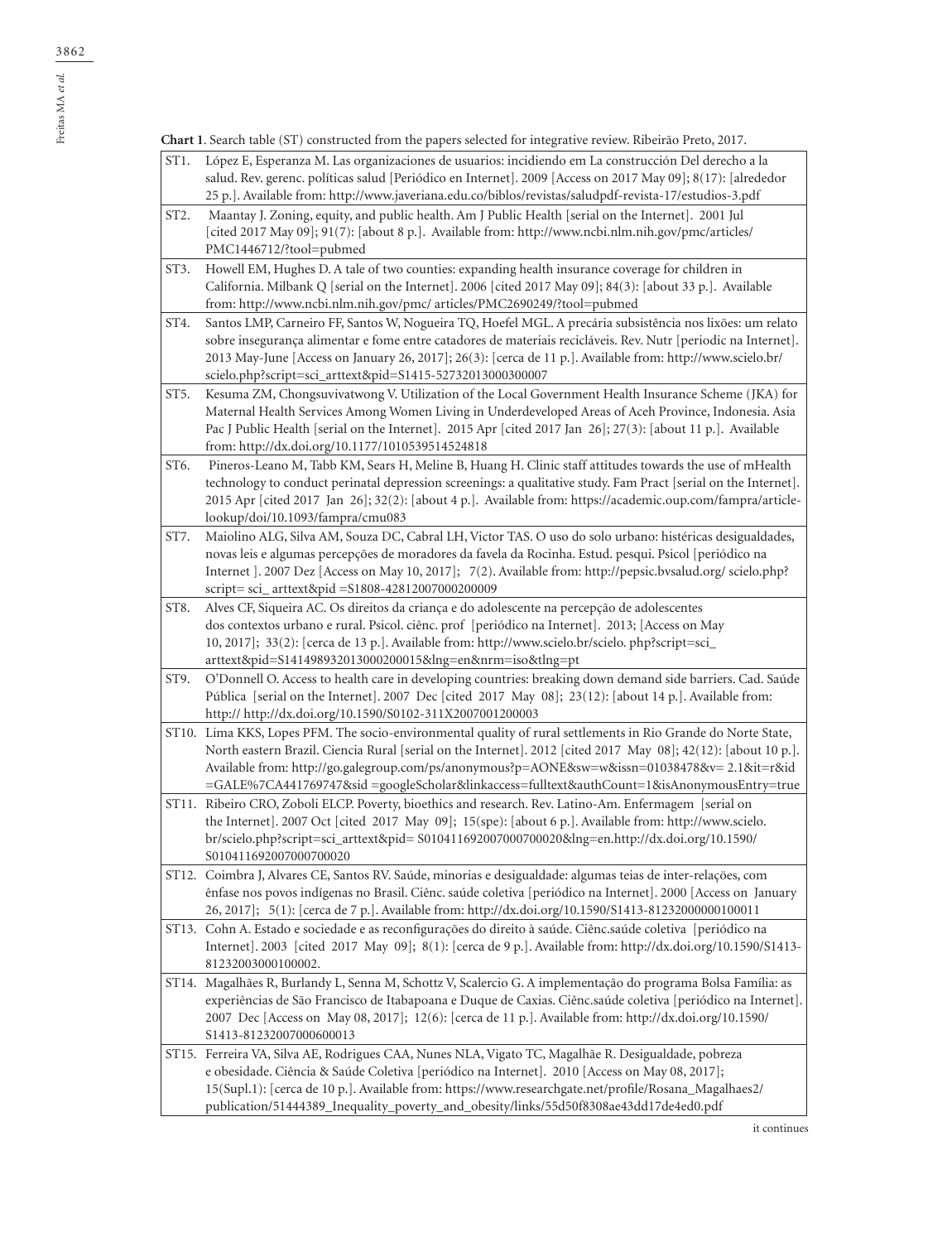**Chart 1**. Search table (ST) constructed from the papers selected for integrative review. Ribeirão Preto, 2017.

| | |
|---|---|
| ST1. | López E, Esperanza M. Las organizaciones de usuarios: incidiendo em La construcción Del derecho a la salud. Rev. gerenc. políticas salud [Periódico en Internet]. 2009 [Access on 2017 May 09]; 8(17): [alrededor 25 p.]. Available from: http://www.javeriana.edu.co/biblos/revistas/saludpdf-revista-17/estudios-3.pdf |
| ST2. | Maantay J. Zoning, equity, and public health. Am J Public Health [serial on the Internet]. 2001 Jul [cited 2017 May 09]; 91(7): [about 8 p.]. Available from: http://www.ncbi.nlm.nih.gov/pmc/articles/PMC1446712/?tool=pubmed |
| ST3. | Howell EM, Hughes D. A tale of two counties: expanding health insurance coverage for children in California. Milbank Q [serial on the Internet]. 2006 [cited 2017 May 09]; 84(3): [about 33 p.]. Available from: http://www.ncbi.nlm.nih.gov/pmc/ articles/PMC2690249/?tool=pubmed |
| ST4. | Santos LMP, Carneiro FF, Santos W, Nogueira TQ, Hoefel MGL. A precária subsistência nos lixões: um relato sobre insegurança alimentar e fome entre catadores de materiais recicláveis. Rev. Nutr [periodic na Internet]. 2013 May-June [Access on January 26, 2017]; 26(3): [cerca de 11 p.]. Available from: http://www.scielo.br/scielo.php?script=sci_arttext&pid=S1415-52732013000300007 |
| ST5. | Kesuma ZM, Chongsuvivatwong V. Utilization of the Local Government Health Insurance Scheme (JKA) for Maternal Health Services Among Women Living in Underdeveloped Areas of Aceh Province, Indonesia. Asia Pac J Public Health [serial on the Internet]. 2015 Apr [cited 2017 Jan 26]; 27(3): [about 11 p.]. Available from: http://dx.doi.org/10.1177/1010539514524818 |
| ST6. | Pineros-Leano M, Tabb KM, Sears H, Meline B, Huang H. Clinic staff attitudes towards the use of mHealth technology to conduct perinatal depression screenings: a qualitative study. Fam Pract [serial on the Internet]. 2015 Apr [cited 2017 Jan 26]; 32(2): [about 4 p.]. Available from: https://academic.oup.com/fampra/article-lookup/doi/10.1093/fampra/cmu083 |
| ST7. | Maiolino ALG, Silva AM, Souza DC, Cabral LH, Victor TAS. O uso do solo urbano: histéricas desigualdades, novas leis e algumas percepções de moradores da favela da Rocinha. Estud. pesqui. Psicol [periódico na Internet ]. 2007 Dez [Access on May 10, 2017]; 7(2). Available from: http://pepsic.bvsalud.org/ scielo.php?script= sci_ arttext&pid =S1808-42812007000200009 |
| ST8. | Alves CF, Siqueira AC. Os direitos da criança e do adolescente na percepção de adolescentes dos contextos urbano e rural. Psicol. ciênc. prof [periódico na Internet]. 2013; [Access on May 10, 2017]; 33(2): [cerca de 13 p.]. Available from: http://www.scielo.br/scielo. php?script=sci_arttext&pid=S141498932013000200015&lng=en&nrm=iso&tlng=pt |
| ST9. | O'Donnell O. Access to health care in developing countries: breaking down demand side barriers. Cad. Saúde Pública [serial on the Internet]. 2007 Dec [cited 2017 May 08]; 23(12): [about 14 p.]. Available from: http:// http://dx.doi.org/10.1590/S0102-311X2007001200003 |
| ST10. | Lima KKS, Lopes PFM. The socio-environmental quality of rural settlements in Rio Grande do Norte State, North eastern Brazil. Ciencia Rural [serial on the Internet]. 2012 [cited 2017 May 08]; 42(12): [about 10 p.]. Available from: http://go.galegroup.com/ps/anonymous?p=AONE&sw=w&issn=01038478&v= 2.1&it=r&id =GALE%7CA441769747&sid =googleScholar&linkaccess=fulltext&authCount=1&isAnonymousEntry=true |
| ST11. | Ribeiro CRO, Zoboli ELCP. Poverty, bioethics and research. Rev. Latino-Am. Enfermagem [serial on the Internet]. 2007 Oct [cited 2017 May 09]; 15(spe): [about 6 p.]. Available from: http://www.scielo. br/scielo.php?script=sci_arttext&pid= S010411692007000700020&lng=en.http://dx.doi.org/10.1590/S0104116920070007000 20 |
| ST12. | Coimbra J, Alvares CE, Santos RV. Saúde, minorias e desigualdade: algumas teias de inter-relações, com ênfase nos povos indígenas no Brasil. Ciênc. saúde coletiva [periódico na Internet]. 2000 [Access on January 26, 2017]; 5(1): [cerca de 7 p.]. Available from: http://dx.doi.org/10.1590/S1413-81232000000100011 |
| ST13. | Cohn A. Estado e sociedade e as reconfigurações do direito à saúde. Ciênc.saúde coletiva [periódico na Internet]. 2003 [cited 2017 May 09]; 8(1): [cerca de 9 p.]. Available from: http://dx.doi.org/10.1590/S1413-81232003000100002. |
| ST14. | Magalhães R, Burlandy L, Senna M, Schottz V, Scalercio G. A implementação do programa Bolsa Família: as experiências de São Francisco de Itabapoana e Duque de Caxias. Ciênc.saúde coletiva [periódico na Internet]. 2007 Dec [Access on May 08, 2017]; 12(6): [cerca de 11 p.]. Available from: http://dx.doi.org/10.1590/S1413-81232007000600013 |
| ST15. | Ferreira VA, Silva AE, Rodrigues CAA, Nunes NLA, Vigato TC, Magalhãe R. Desigualdade, pobreza e obesidade. Ciência & Saúde Coletiva [periódico na Internet]. 2010 [Access on May 08, 2017]; 15(Supl.1): [cerca de 10 p.]. Available from: https://www.researchgate.net/profile/Rosana_Magalhaes2/publication/51444389_Inequality_poverty_and_obesity/links/55d50f8308ae43dd17de4ed0.pdf |

it continues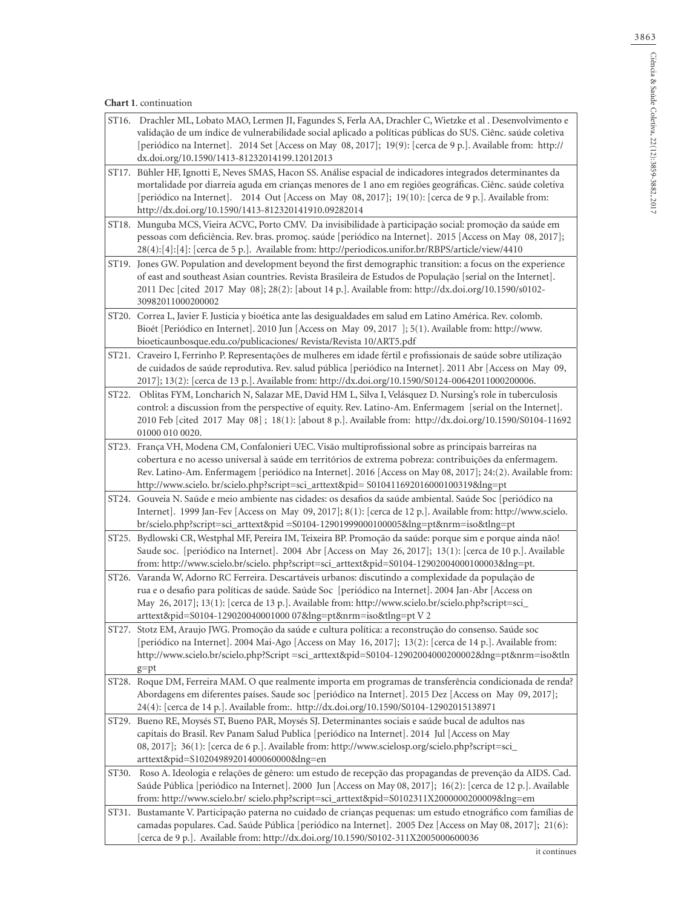**Chart 1**. continuation

| | |
|---|---|
| ST16. | Drachler ML, Lobato MAO, Lermen JI, Fagundes S, Ferla AA, Drachler C, Wietzke et al . Desenvolvimento e validação de um índice de vulnerabilidade social aplicado a políticas públicas do SUS. Ciênc. saúde coletiva [periódico na Internet]. 2014 Set [Access on May 08, 2017]; 19(9): [cerca de 9 p.]. Available from: http://dx.doi.org/10.1590/1413-81232014199.12012013 |
| ST17. | Bühler HF, Ignotti E, Neves SMAS, Hacon SS. Análise espacial de indicadores integrados determinantes da mortalidade por diarreia aguda em crianças menores de 1 ano em regiões geográficas. Ciênc. saúde coletiva [periódico na Internet]. 2014 Out [Access on May 08, 2017]; 19(10): [cerca de 9 p.]. Available from: http://dx.doi.org/10.1590/1413-812320141910.09282014 |
| ST18. | Munguba MCS, Vieira ACVC, Porto CMV. Da invisibilidade à participação social: promoção da saúde em pessoas com deficiência. Rev. bras. promoç. saúde [periódico na Internet]. 2015 [Access on May 08, 2017]; 28(4):[4]:[4]: [cerca de 5 p.]. Available from: http://periodicos.unifor.br/RBPS/article/view/4410 |
| ST19. | Jones GW. Population and development beyond the first demographic transition: a focus on the experience of east and southeast Asian countries. Revista Brasileira de Estudos de População [serial on the Internet]. 2011 Dec [cited 2017 May 08]; 28(2): [about 14 p.]. Available from: http://dx.doi.org/10.1590/s0102-30982011000200002 |
| ST20. | Correa L, Javier F. Justicia y bioética ante las desigualdades em salud em Latino América. Rev. colomb. Bioét [Periódico en Internet]. 2010 Jun [Access on May 09, 2017 ]; 5(1). Available from: http://www.bioeticaunbosque.edu.co/publicaciones/ Revista/Revista 10/ART5.pdf |
| ST21. | Craveiro I, Ferrinho P. Representações de mulheres em idade fértil e profissionais de saúde sobre utilização de cuidados de saúde reprodutiva. Rev. salud pública [periódico na Internet]. 2011 Abr [Access on May 09, 2017]; 13(2): [cerca de 13 p.]. Available from: http://dx.doi.org/10.1590/S0124-00642011000200006. |
| ST22. | Oblitas FYM, Loncharich N, Salazar ME, David HM L, Silva I, Velásquez D. Nursing's role in tuberculosis control: a discussion from the perspective of equity. Rev. Latino-Am. Enfermagem [serial on the Internet]. 2010 Feb [cited 2017 May 08] ; 18(1): [about 8 p.]. Available from: http://dx.doi.org/10.1590/S0104-11692 01000 010 0020. |
| ST23. | França VH, Modena CM, Confalonieri UEC. Visão multiprofissional sobre as principais barreiras na cobertura e no acesso universal à saúde em territórios de extrema pobreza: contribuições da enfermagem. Rev. Latino-Am. Enfermagem [periódico na Internet]. 2016 [Access on May 08, 2017]; 24:(2). Available from: http://www.scielo. br/scielo.php?script=sci_arttext&pid= S010411692016000100319&lng=pt |
| ST24. | Gouveia N. Saúde e meio ambiente nas cidades: os desafios da saúde ambiental. Saúde Soc [periódico na Internet]. 1999 Jan-Fev [Access on May 09, 2017]; 8(1): [cerca de 12 p.]. Available from: http://www.scielo. br/scielo.php?script=sci_arttext&pid =S0104-12901999000100005&lng=pt&nrm=iso&tlng=pt |
| ST25. | Bydlowski CR, Westphal MF, Pereira IM, Teixeira BP. Promoção da saúde: porque sim e porque ainda não! Saude soc. [periódico na Internet]. 2004 Abr [Access on May 26, 2017]; 13(1): [cerca de 10 p.]. Available from: http://www.scielo.br/scielo. php?script=sci_arttext&pid=S0104-12902004000100003&lng=pt. |
| ST26. | Varanda W, Adorno RC Ferreira. Descartáveis urbanos: discutindo a complexidade da população de rua e o desafio para políticas de saúde. Saúde Soc [periódico na Internet]. 2004 Jan-Abr [Access on May 26, 2017]; 13(1): [cerca de 13 p.]. Available from: http://www.scielo.br/scielo.php?script=sci_ arttext&pid=S0104-129020040001000 07&lng=pt&nrm=iso&tlng=pt V 2 |
| ST27. | Stotz EM, Araujo JWG. Promoção da saúde e cultura política: a reconstrução do consenso. Saúde soc [periódico na Internet]. 2004 Mai-Ago [Access on May 16, 2017]; 13(2): [cerca de 14 p.]. Available from: http://www.scielo.br/scielo.php?Script =sci_arttext&pid=S0104-12902004000200002&lng=pt&nrm=iso&tlng=pt |
| ST28. | Roque DM, Ferreira MAM. O que realmente importa em programas de transferência condicionada de renda? Abordagens em diferentes países. Saude soc [periódico na Internet]. 2015 Dez [Access on May 09, 2017]; 24(4): [cerca de 14 p.]. Available from:. http://dx.doi.org/10.1590/S0104-12902015138971 |
| ST29. | Bueno RE, Moysés ST, Bueno PAR, Moysés SJ. Determinantes sociais e saúde bucal de adultos nas capitais do Brasil. Rev Panam Salud Publica [periódico na Internet]. 2014 Jul [Access on May 08, 2017]; 36(1): [cerca de 6 p.]. Available from: http://www.scielosp.org/scielo.php?script=sci_ arttext&pid=S1020498920140060000&lng=en |
| ST30. | Roso A. Ideologia e relações de gênero: um estudo de recepção das propagandas de prevenção da AIDS. Cad. Saúde Pública [periódico na Internet]. 2000 Jun [Access on May 08, 2017]; 16(2): [cerca de 12 p.]. Available from: http://www.scielo.br/ scielo.php?script=sci_arttext&pid=S0102311X2000000200009&lng=em |
| ST31. | Bustamante V. Participação paterna no cuidado de crianças pequenas: um estudo etnográfico com famílias de camadas populares. Cad. Saúde Pública [periódico na Internet]. 2005 Dez [Access on May 08, 2017]; 21(6): [cerca de 9 p.]. Available from: http://dx.doi.org/10.1590/S0102-311X2005000600036 |

it continues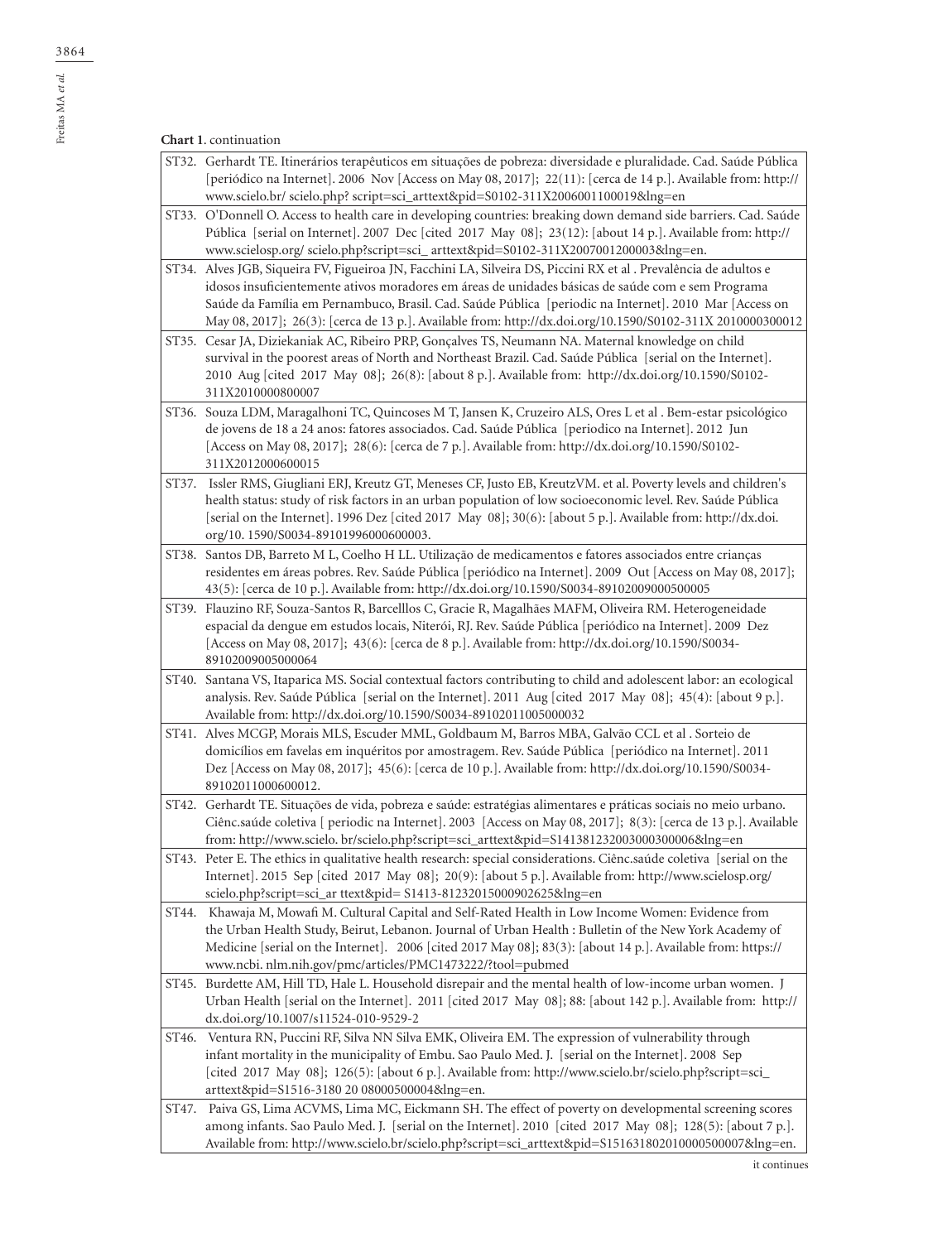**Chart 1**. continuation

| | |
|---|---|
| ST32. | Gerhardt TE. Itinerários terapêuticos em situações de pobreza: diversidade e pluralidade. Cad. Saúde Pública [periódico na Internet]. 2006 Nov [Access on May 08, 2017]; 22(11): [cerca de 14 p.]. Available from: http://www.scielo.br/ scielo.php? script=sci_arttext&pid=S0102-311X2006001100019&lng=en |
| ST33. | O'Donnell O. Access to health care in developing countries: breaking down demand side barriers. Cad. Saúde Pública [serial on Internet]. 2007 Dec [cited 2017 May 08]; 23(12): [about 14 p.]. Available from: http://www.scielosp.org/ scielo.php?script=sci_ arttext&pid=S0102-311X2007001200003&lng=en. |
| ST34. | Alves JGB, Siqueira FV, Figueiroa JN, Facchini LA, Silveira DS, Piccini RX et al . Prevalência de adultos e idosos insuficientemente ativos moradores em áreas de unidades básicas de saúde com e sem Programa Saúde da Família em Pernambuco, Brasil. Cad. Saúde Pública [periodic na Internet]. 2010 Mar [Access on May 08, 2017]; 26(3): [cerca de 13 p.]. Available from: http://dx.doi.org/10.1590/S0102-311X 2010000300012 |
| ST35. | Cesar JA, Diziekaniak AC, Ribeiro PRP, Gonçalves TS, Neumann NA. Maternal knowledge on child survival in the poorest areas of North and Northeast Brazil. Cad. Saúde Pública [serial on the Internet]. 2010 Aug [cited 2017 May 08]; 26(8): [about 8 p.]. Available from: http://dx.doi.org/10.1590/S0102-311X2010000800007 |
| ST36. | Souza LDM, Maragalhoni TC, Quincoses M T, Jansen K, Cruzeiro ALS, Ores L et al . Bem-estar psicológico de jovens de 18 a 24 anos: fatores associados. Cad. Saúde Pública [periodico na Internet]. 2012 Jun [Access on May 08, 2017]; 28(6): [cerca de 7 p.]. Available from: http://dx.doi.org/10.1590/S0102-311X2012000600015 |
| ST37. | Issler RMS, Giugliani ERJ, Kreutz GT, Meneses CF, Justo EB, KreutzVM. et al. Poverty levels and children's health status: study of risk factors in an urban population of low socioeconomic level. Rev. Saúde Pública [serial on the Internet]. 1996 Dez [cited 2017 May 08]; 30(6): [about 5 p.]. Available from: http://dx.doi.org/10. 1590/S0034-89101996000600003. |
| ST38. | Santos DB, Barreto M L, Coelho H LL. Utilização de medicamentos e fatores associados entre crianças residentes em áreas pobres. Rev. Saúde Pública [periódico na Internet]. 2009 Out [Access on May 08, 2017]; 43(5): [cerca de 10 p.]. Available from: http://dx.doi.org/10.1590/S0034-89102009000500005 |
| ST39. | Flauzino RF, Souza-Santos R, Barcelllos C, Gracie R, Magalhães MAFM, Oliveira RM. Heterogeneidade espacial da dengue em estudos locais, Niterói, RJ. Rev. Saúde Pública [periódico na Internet]. 2009 Dez [Access on May 08, 2017]; 43(6): [cerca de 8 p.]. Available from: http://dx.doi.org/10.1590/S0034-89102009005000064 |
| ST40. | Santana VS, Itaparica MS. Social contextual factors contributing to child and adolescent labor: an ecological analysis. Rev. Saúde Pública [serial on the Internet]. 2011 Aug [cited 2017 May 08]; 45(4): [about 9 p.]. Available from: http://dx.doi.org/10.1590/S0034-89102011005000032 |
| ST41. | Alves MCGP, Morais MLS, Escuder MML, Goldbaum M, Barros MBA, Galvão CCL et al . Sorteio de domicílios em favelas em inquéritos por amostragem. Rev. Saúde Pública [periódico na Internet]. 2011 Dez [Access on May 08, 2017]; 45(6): [cerca de 10 p.]. Available from: http://dx.doi.org/10.1590/S0034-89102011000600012. |
| ST42. | Gerhardt TE. Situações de vida, pobreza e saúde: estratégias alimentares e práticas sociais no meio urbano. Ciênc.saúde coletiva [ periodic na Internet]. 2003 [Access on May 08, 2017]; 8(3): [cerca de 13 p.]. Available from: http://www.scielo. br/scielo.php?script=sci_arttext&pid=S141381232003000300006&lng=en |
| ST43. | Peter E. The ethics in qualitative health research: special considerations. Ciênc.saúde coletiva [serial on the Internet]. 2015 Sep [cited 2017 May 08]; 20(9): [about 5 p.]. Available from: http://www.scielosp.org/ scielo.php?script=sci_ar ttext&pid= S1413-81232015000902625&lng=en |
| ST44. | Khawaja M, Mowafi M. Cultural Capital and Self-Rated Health in Low Income Women: Evidence from the Urban Health Study, Beirut, Lebanon. Journal of Urban Health : Bulletin of the New York Academy of Medicine [serial on the Internet]. 2006 [cited 2017 May 08]; 83(3): [about 14 p.]. Available from: https://www.ncbi. nlm.nih.gov/pmc/articles/PMC1473222/?tool=pubmed |
| ST45. | Burdette AM, Hill TD, Hale L. Household disrepair and the mental health of low-income urban women. J Urban Health [serial on the Internet]. 2011 [cited 2017 May 08]; 88: [about 142 p.]. Available from: http://dx.doi.org/10.1007/s11524-010-9529-2 |
| ST46. | Ventura RN, Puccini RF, Silva NN Silva EMK, Oliveira EM. The expression of vulnerability through infant mortality in the municipality of Embu. Sao Paulo Med. J. [serial on the Internet]. 2008 Sep [cited 2017 May 08]; 126(5): [about 6 p.]. Available from: http://www.scielo.br/scielo.php?script=sci_ arttext&pid=S1516-3180 20 08000500004&lng=en. |
| ST47. | Paiva GS, Lima ACVMS, Lima MC, Eickmann SH. The effect of poverty on developmental screening scores among infants. Sao Paulo Med. J. [serial on the Internet]. 2010 [cited 2017 May 08]; 128(5): [about 7 p.]. Available from: http://www.scielo.br/scielo.php?script=sci_arttext&pid=S151631802010000500007&lng=en. |

it continues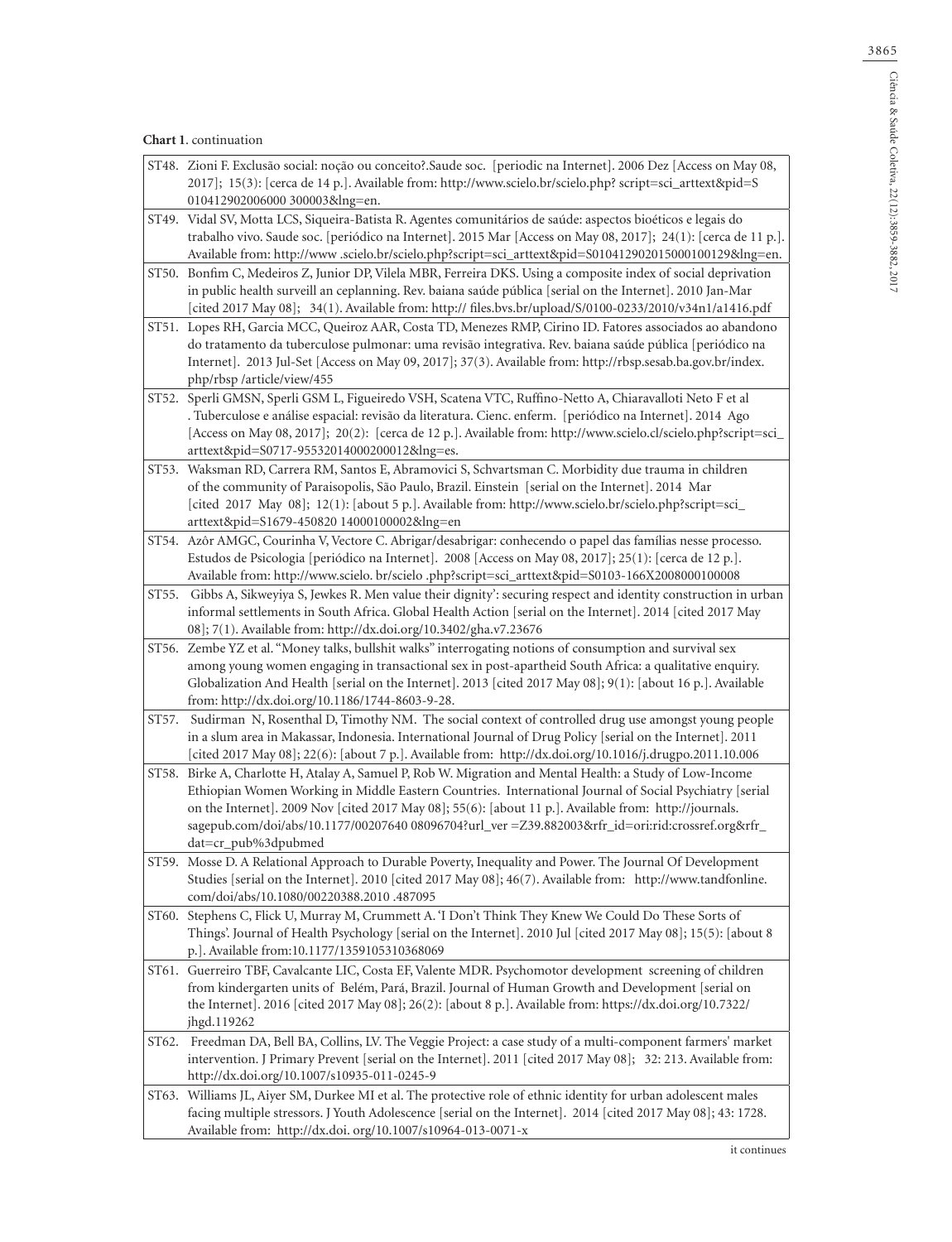**Chart 1**. continuation

| | |
|---|---|
| ST48. | Zioni F. Exclusão social: noção ou conceito?.Saude soc. [periodic na Internet]. 2006 Dez [Access on May 08, 2017]; 15(3): [cerca de 14 p.]. Available from: http://www.scielo.br/scielo.php? script=sci_arttext&pid=S 010412902006000 300003&lng=en. |
| ST49. | Vidal SV, Motta LCS, Siqueira-Batista R. Agentes comunitários de saúde: aspectos bioéticos e legais do trabalho vivo. Saude soc. [periódico na Internet]. 2015 Mar [Access on May 08, 2017]; 24(1): [cerca de 11 p.]. Available from: http://www .scielo.br/scielo.php?script=sci_arttext&pid=S010412902015000100129&lng=en. |
| ST50. | Bonfim C, Medeiros Z, Junior DP, Vilela MBR, Ferreira DKS. Using a composite index of social deprivation in public health surveill an ceplanning. Rev. baiana saúde pública [serial on the Internet]. 2010 Jan-Mar [cited 2017 May 08]; 34(1). Available from: http:// files.bvs.br/upload/S/0100-0233/2010/v34n1/a1416.pdf |
| ST51. | Lopes RH, Garcia MCC, Queiroz AAR, Costa TD, Menezes RMP, Cirino ID. Fatores associados ao abandono do tratamento da tuberculose pulmonar: uma revisão integrativa. Rev. baiana saúde pública [periódico na Internet]. 2013 Jul-Set [Access on May 09, 2017]; 37(3). Available from: http://rbsp.sesab.ba.gov.br/index. php/rbsp /article/view/455 |
| ST52. | Sperli GMSN, Sperli GSM L, Figueiredo VSH, Scatena VTC, Ruffino-Netto A, Chiaravalloti Neto F et al . Tuberculose e análise espacial: revisão da literatura. Cienc. enferm. [periódico na Internet]. 2014 Ago [Access on May 08, 2017]; 20(2): [cerca de 12 p.]. Available from: http://www.scielo.cl/scielo.php?script=sci_ arttext&pid=S0717-95532014000200012&lng=es. |
| ST53. | Waksman RD, Carrera RM, Santos E, Abramovici S, Schvartsman C. Morbidity due trauma in children of the community of Paraisopolis, São Paulo, Brazil. Einstein [serial on the Internet]. 2014 Mar [cited 2017 May 08]; 12(1): [about 5 p.]. Available from: http://www.scielo.br/scielo.php?script=sci_ arttext&pid=S1679-450820 14000100002&lng=en |
| ST54. | Azôr AMGC, Courinha V, Vectore C. Abrigar/desabrigar: conhecendo o papel das famílias nesse processo. Estudos de Psicologia [periódico na Internet]. 2008 [Access on May 08, 2017]; 25(1): [cerca de 12 p.]. Available from: http://www.scielo. br/scielo .php?script=sci_arttext&pid=S0103-166X2008000100008 |
| ST55. | Gibbs A, Sikweyiya S, Jewkes R. Men value their dignity': securing respect and identity construction in urban informal settlements in South Africa. Global Health Action [serial on the Internet]. 2014 [cited 2017 May 08]; 7(1). Available from: http://dx.doi.org/10.3402/gha.v7.23676 |
| ST56. | Zembe YZ et al. "Money talks, bullshit walks" interrogating notions of consumption and survival sex among young women engaging in transactional sex in post-apartheid South Africa: a qualitative enquiry. Globalization And Health [serial on the Internet]. 2013 [cited 2017 May 08]; 9(1): [about 16 p.]. Available from: http://dx.doi.org/10.1186/1744-8603-9-28. |
| ST57. | Sudirman N, Rosenthal D, Timothy NM. The social context of controlled drug use amongst young people in a slum area in Makassar, Indonesia. International Journal of Drug Policy [serial on the Internet]. 2011 [cited 2017 May 08]; 22(6): [about 7 p.]. Available from: http://dx.doi.org/10.1016/j.drugpo.2011.10.006 |
| ST58. | Birke A, Charlotte H, Atalay A, Samuel P, Rob W. Migration and Mental Health: a Study of Low-Income Ethiopian Women Working in Middle Eastern Countries. International Journal of Social Psychiatry [serial on the Internet]. 2009 Nov [cited 2017 May 08]; 55(6): [about 11 p.]. Available from: http://journals. sagepub.com/doi/abs/10.1177/00207640 08096704?url_ver =Z39.882003&rfr_id=ori:rid:crossref.org&rfr_ dat=cr_pub%3dpubmed |
| ST59. | Mosse D. A Relational Approach to Durable Poverty, Inequality and Power. The Journal Of Development Studies [serial on the Internet]. 2010 [cited 2017 May 08]; 46(7). Available from: http://www.tandfonline. com/doi/abs/10.1080/00220388.2010 .487095 |
| ST60. | Stephens C, Flick U, Murray M, Crummett A. 'I Don't Think They Knew We Could Do These Sorts of Things'. Journal of Health Psychology [serial on the Internet]. 2010 Jul [cited 2017 May 08]; 15(5): [about 8 p.]. Available from:10.1177/1359105310368069 |
| ST61. | Guerreiro TBF, Cavalcante LIC, Costa EF, Valente MDR. Psychomotor development screening of children from kindergarten units of Belém, Pará, Brazil. Journal of Human Growth and Development [serial on the Internet]. 2016 [cited 2017 May 08]; 26(2): [about 8 p.]. Available from: https://dx.doi.org/10.7322/ jhgd.119262 |
| ST62. | Freedman DA, Bell BA, Collins, LV. The Veggie Project: a case study of a multi-component farmers' market intervention. J Primary Prevent [serial on the Internet]. 2011 [cited 2017 May 08]; 32: 213. Available from: http://dx.doi.org/10.1007/s10935-011-0245-9 |
| ST63. | Williams JL, Aiyer SM, Durkee MI et al. The protective role of ethnic identity for urban adolescent males facing multiple stressors. J Youth Adolescence [serial on the Internet]. 2014 [cited 2017 May 08]; 43: 1728. Available from: http://dx.doi. org/10.1007/s10964-013-0071-x |

it continues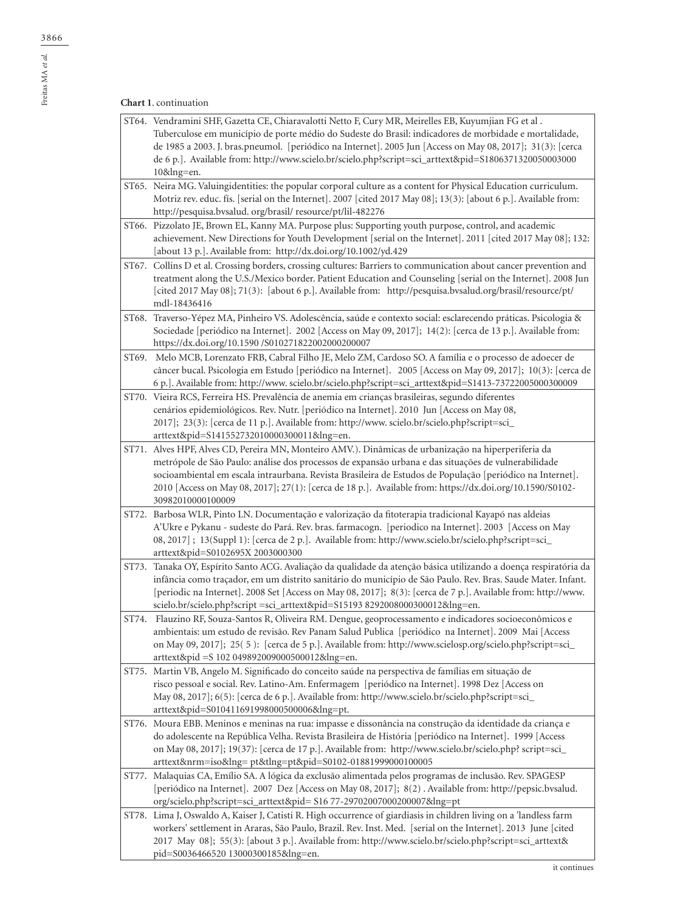**Chart 1**. continuation

| | |
|---|---|
| ST64. | Vendramini SHF, Gazetta CE, Chiaravalotti Netto F, Cury MR, Meirelles EB, Kuyumjian FG et al . Tuberculose em município de porte médio do Sudeste do Brasil: indicadores de morbidade e mortalidade, de 1985 a 2003. J. bras.pneumol. [periódico na Internet]. 2005 Jun [Access on May 08, 2017]; 31(3): [cerca de 6 p.]. Available from: http://www.scielo.br/scielo.php?script=sci_arttext&pid=S1806371320050003000 10&lng=en. |
| ST65. | Neira MG. Valuingidentities: the popular corporal culture as a content for Physical Education curriculum. Motriz rev. educ. fís. [serial on the Internet]. 2007 [cited 2017 May 08]; 13(3): [about 6 p.]. Available from: http://pesquisa.bvsalud. org/brasil/ resource/pt/lil-482276 |
| ST66. | Pizzolato JE, Brown EL, Kanny MA. Purpose plus: Supporting youth purpose, control, and academic achievement. New Directions for Youth Development [serial on the Internet]. 2011 [cited 2017 May 08]; 132: [about 13 p.]. Available from: http://dx.doi.org/10.1002/yd.429 |
| ST67. | Collins D et al. Crossing borders, crossing cultures: Barriers to communication about cancer prevention and treatment along the U.S./Mexico border. Patient Education and Counseling [serial on the Internet]. 2008 Jun [cited 2017 May 08]; 71(3): [about 6 p.]. Available from: http://pesquisa.bvsalud.org/brasil/resource/pt/ mdl-18436416 |
| ST68. | Traverso-Yépez MA, Pinheiro VS. Adolescência, saúde e contexto social: esclarecendo práticas. Psicologia & Sociedade [periódico na Internet]. 2002 [Access on May 09, 2017]; 14(2): [cerca de 13 p.]. Available from: https://dx.doi.org/10.1590 /S010271822002000200007 |
| ST69. | Melo MCB, Lorenzato FRB, Cabral Filho JE, Melo ZM, Cardoso SO. A família e o processo de adoecer de câncer bucal. Psicologia em Estudo [periódico na Internet]. 2005 [Access on May 09, 2017]; 10(3): [cerca de 6 p.]. Available from: http://www. scielo.br/scielo.php?script=sci_arttext&pid=S1413-73722005000300009 |
| ST70. | Vieira RCS, Ferreira HS. Prevalência de anemia em crianças brasileiras, segundo diferentes cenários epidemiológicos. Rev. Nutr. [periódico na Internet]. 2010 Jun [Access on May 08, 2017]; 23(3): [cerca de 11 p.]. Available from: http://www. scielo.br/scielo.php?script=sci_ arttext&pid=S141552732010000300011&lng=en. |
| ST71. | Alves HPF, Alves CD, Pereira MN, Monteiro AMV.). Dinâmicas de urbanização na hiperperiferia da metrópole de São Paulo: análise dos processos de expansão urbana e das situações de vulnerabilidade socioambiental em escala intraurbana. Revista Brasileira de Estudos de População [periódico na Internet]. 2010 [Access on May 08, 2017]; 27(1): [cerca de 18 p.]. Available from: https://dx.doi.org/10.1590/S0102-30982010000100009 |
| ST72. | Barbosa WLR, Pinto LN. Documentação e valorização da fitoterapia tradicional Kayapó nas aldeias A'Ukre e Pykanu - sudeste do Pará. Rev. bras. farmacogn. [periodico na Internet]. 2003 [Access on May 08, 2017] ; 13(Suppl 1): [cerca de 2 p.]. Available from: http://www.scielo.br/scielo.php?script=sci_ arttext&pid=S0102695X 2003000300 |
| ST73. | Tanaka OY, Espírito Santo ACG. Avaliação da qualidade da atenção básica utilizando a doença respiratória da infância como traçador, em um distrito sanitário do município de São Paulo. Rev. Bras. Saude Mater. Infant. [periodic na Internet]. 2008 Set [Access on May 08, 2017]; 8(3): [cerca de 7 p.]. Available from: http://www. scielo.br/scielo.php?script =sci_arttext&pid=S15193 82920080003000012&lng=en. |
| ST74. | Flauzino RF, Souza-Santos R, Oliveira RM. Dengue, geoprocessamento e indicadores socioeconômicos e ambientais: um estudo de revisão. Rev Panam Salud Publica [periódico na Internet]. 2009 Mai [Access on May 09, 2017]; 25( 5 ): [cerca de 5 p.]. Available from: http://www.scielosp.org/scielo.php?script=sci_ arttext&pid =S 102 0498920090005000012&lng=en. |
| ST75. | Martin VB, Angelo M. Significado do conceito saúde na perspectiva de famílias em situação de risco pessoal e social. Rev. Latino-Am. Enfermagem [periódico na Internet]. 1998 Dez [Access on May 08, 2017]; 6(5): [cerca de 6 p.]. Available from: http://www.scielo.br/scielo.php?script=sci_ arttext&pid=S010411691998000500006&lng=pt. |
| ST76. | Moura EBB. Meninos e meninas na rua: impasse e dissonância na construção da identidade da criança e do adolescente na República Velha. Revista Brasileira de História [periódico na Internet]. 1999 [Access on May 08, 2017]; 19(37): [cerca de 17 p.]. Available from: http://www.scielo.br/scielo.php? script=sci_ arttext&nrm=iso&lng= pt&tlng=pt&pid=S0102-01881999000100005 |
| ST77. | Malaquias CA, Emílio SA. A lógica da exclusão alimentada pelos programas de inclusão. Rev. SPAGESP [periódico na Internet]. 2007 Dez [Access on May 08, 2017]; 8(2) . Available from: http://pepsic.bvsalud. org/scielo.php?script=sci_arttext&pid= S16 77-29702007000200007&lng=pt |
| ST78. | Lima J, Oswaldo A, Kaiser J, Catisti R. High occurrence of giardiasis in children living on a 'landless farm workers' settlement in Araras, São Paulo, Brazil. Rev. Inst. Med. [serial on the Internet]. 2013 June [cited 2017 May 08]; 55(3): [about 3 p.]. Available from: http://www.scielo.br/scielo.php?script=sci_arttext& pid=S0036466520 13000300185&lng=en. |

it continues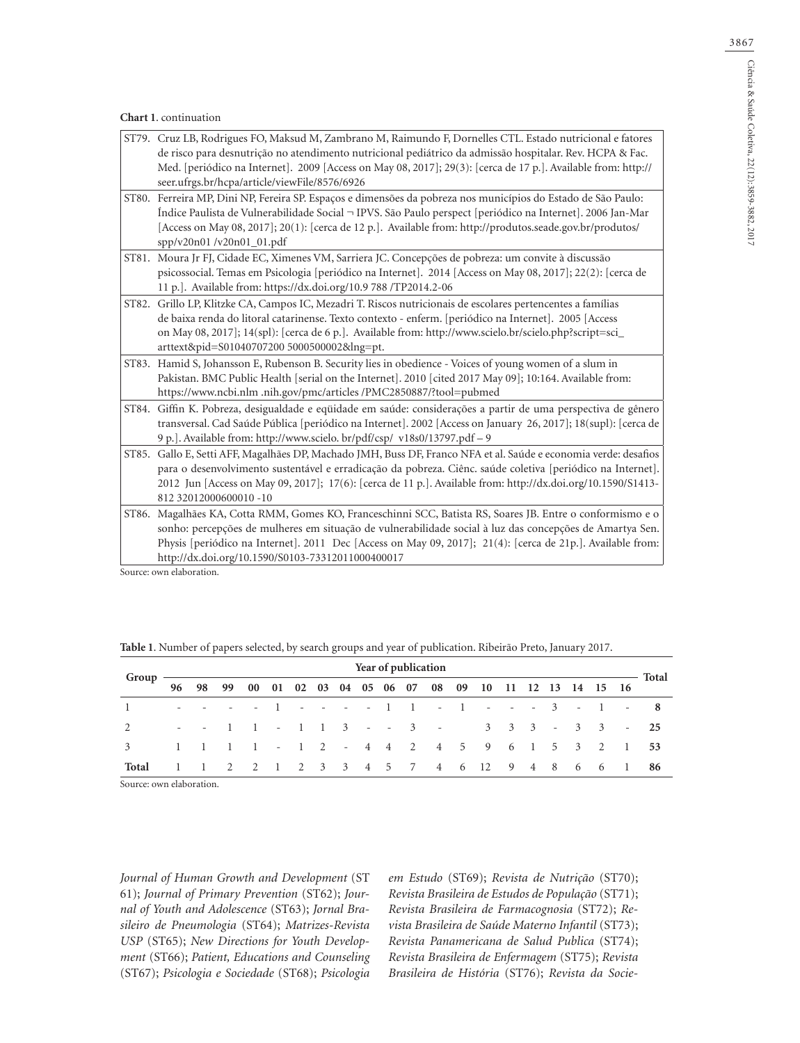**Chart 1**. continuation

| | |
|---|---|
| ST79. | Cruz LB, Rodrigues FO, Maksud M, Zambrano M, Raimundo F, Dornelles CTL. Estado nutricional e fatores de risco para desnutrição no atendimento nutricional pediátrico da admissão hospitalar. Rev. HCPA & Fac. Med. [periódico na Internet]. 2009 [Access on May 08, 2017]; 29(3): [cerca de 17 p.]. Available from: http://seer.ufrgs.br/hcpa/article/viewFile/8576/6926 |
| ST80. | Ferreira MP, Dini NP, Fereira SP. Espaços e dimensões da pobreza nos municípios do Estado de São Paulo: Índice Paulista de Vulnerabilidade Social ¬ IPVS. São Paulo perspect [periódico na Internet]. 2006 Jan-Mar [Access on May 08, 2017]; 20(1): [cerca de 12 p.]. Available from: http://produtos.seade.gov.br/produtos/spp/v20n01 /v20n01_01.pdf |
| ST81. | Moura Jr FJ, Cidade EC, Ximenes VM, Sarriera JC. Concepções de pobreza: um convite à discussão psicossocial. Temas em Psicologia [periódico na Internet]. 2014 [Access on May 08, 2017]; 22(2): [cerca de 11 p.]. Available from: https://dx.doi.org/10.9 788 /TP2014.2-06 |
| ST82. | Grillo LP, Klitzke CA, Campos IC, Mezadri T. Riscos nutricionais de escolares pertencentes a famílias de baixa renda do litoral catarinense. Texto contexto - enferm. [periódico na Internet]. 2005 [Access on May 08, 2017]; 14(spl): [cerca de 6 p.]. Available from: http://www.scielo.br/scielo.php?script=sci_arttext&pid=S01040707200 5000500002&lng=pt. |
| ST83. | Hamid S, Johansson E, Rubenson B. Security lies in obedience - Voices of young women of a slum in Pakistan. BMC Public Health [serial on the Internet]. 2010 [cited 2017 May 09]; 10:164. Available from: https://www.ncbi.nlm .nih.gov/pmc/articles /PMC2850887/?tool=pubmed |
| ST84. | Giffin K. Pobreza, desigualdade e eqüidade em saúde: considerações a partir de uma perspectiva de gênero transversal. Cad Saúde Pública [periódico na Internet]. 2002 [Access on January 26, 2017]; 18(supl): [cerca de 9 p.]. Available from: http://www.scielo. br/pdf/csp/ v18s0/13797.pdf – 9 |
| ST85. | Gallo E, Setti AFF, Magalhães DP, Machado JMH, Buss DF, Franco NFA et al. Saúde e economia verde: desafios para o desenvolvimento sustentável e erradicação da pobreza. Ciênc. saúde coletiva [periódico na Internet]. 2012 Jun [Access on May 09, 2017]; 17(6): [cerca de 11 p.]. Available from: http://dx.doi.org/10.1590/S1413-812 32012000600010 -10 |
| ST86. | Magalhães KA, Cotta RMM, Gomes KO, Franceschinni SCC, Batista RS, Soares JB. Entre o conformismo e o sonho: percepções de mulheres em situação de vulnerabilidade social à luz das concepções de Amartya Sen. Physis [periódico na Internet]. 2011 Dec [Access on May 09, 2017]; 21(4): [cerca de 21p.]. Available from: http://dx.doi.org/10.1590/S0103-73312011000400017 |

Source: own elaboration.

**Table 1**. Number of papers selected, by search groups and year of publication. Ribeirão Preto, January 2017.

| Group | Year of publication | | | | | | | | | | | | | | | | | | | | Total |
|---|---|---|---|---|---|---|---|---|---|---|---|---|---|---|---|---|---|---|---|---|---|
| | 96 | 98 | 99 | 00 | 01 | 02 | 03 | 04 | 05 | 06 | 07 | 08 | 09 | 10 | 11 | 12 | 13 | 14 | 15 | 16 | |
| 1 | - | - | - | - | 1 | - | - | - | - | 1 | 1 | - | 1 | - | - | - | 3 | - | 1 | - | **8** |
| 2 | - | - | 1 | 1 | - | 1 | 1 | 3 | - | - | 3 | - | | 3 | 3 | 3 | - | 3 | 3 | - | **25** |
| 3 | 1 | 1 | 1 | 1 | - | 1 | 2 | - | 4 | 4 | 2 | 4 | 5 | 9 | 6 | 1 | 5 | 3 | 2 | 1 | **53** |
| **Total** | 1 | 1 | 2 | 2 | 1 | 2 | 3 | 3 | 4 | 5 | 7 | 4 | 6 | 12 | 9 | 4 | 8 | 6 | 6 | 1 | **86** |

Source: own elaboration.

*Journal of Human Growth and Development* (ST 61); *Journal of Primary Prevention* (ST62); *Journal of Youth and Adolescence* (ST63); *Jornal Brasileiro de Pneumologia* (ST64); *Matrizes-Revista USP* (ST65); *New Directions for Youth Development* (ST66); *Patient, Educations and Counseling* (ST67); *Psicologia e Sociedade* (ST68); *Psicologia em Estudo* (ST69); *Revista de Nutrição* (ST70); *Revista Brasileira de Estudos de População* (ST71); *Revista Brasileira de Farmacognosia* (ST72); *Revista Brasileira de Saúde Materno Infantil* (ST73); *Revista Panamericana de Salud Publica* (ST74); *Revista Brasileira de Enfermagem* (ST75); *Revista Brasileira de História* (ST76); *Revista da Socie-*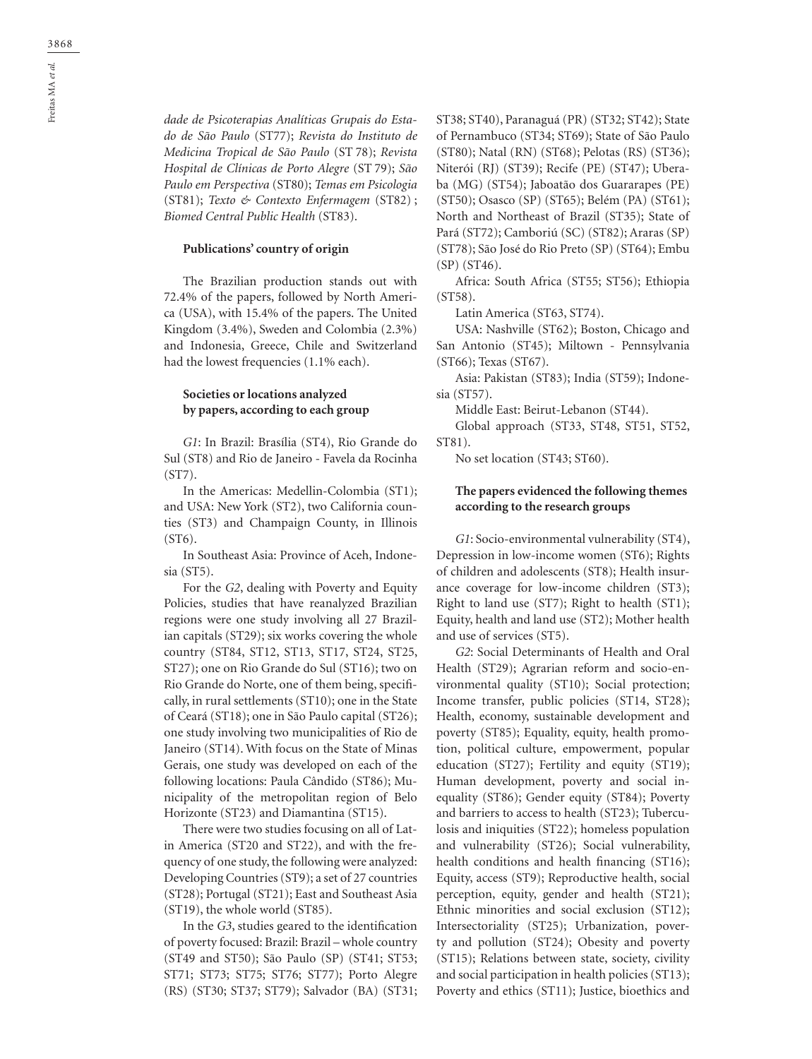*dade de Psicoterapias Analíticas Grupais do Estado de São Paulo* (ST77); *Revista do Instituto de Medicina Tropical de São Paulo* (ST 78); *Revista Hospital de Clínicas de Porto Alegre* (ST 79); *São Paulo em Perspectiva* (ST80); *Temas em Psicologia* (ST81); *Texto & Contexto Enfermagem* (ST82) ; *Biomed Central Public Health* (ST83).

#### Publications' country of origin

The Brazilian production stands out with 72.4% of the papers, followed by North America (USA), with 15.4% of the papers. The United Kingdom (3.4%), Sweden and Colombia (2.3%) and Indonesia, Greece, Chile and Switzerland had the lowest frequencies (1.1% each).

#### Societies or locations analyzed by papers, according to each group

*G1*: In Brazil: Brasília (ST4), Rio Grande do Sul (ST8) and Rio de Janeiro - Favela da Rocinha (ST7).

In the Americas: Medellin-Colombia (ST1); and USA: New York (ST2), two California counties (ST3) and Champaign County, in Illinois (ST6).

In Southeast Asia: Province of Aceh, Indonesia (ST5).

For the *G2*, dealing with Poverty and Equity Policies, studies that have reanalyzed Brazilian regions were one study involving all 27 Brazilian capitals (ST29); six works covering the whole country (ST84, ST12, ST13, ST17, ST24, ST25, ST27); one on Rio Grande do Sul (ST16); two on Rio Grande do Norte, one of them being, specifically, in rural settlements (ST10); one in the State of Ceará (ST18); one in São Paulo capital (ST26); one study involving two municipalities of Rio de Janeiro (ST14). With focus on the State of Minas Gerais, one study was developed on each of the following locations: Paula Cândido (ST86); Municipality of the metropolitan region of Belo Horizonte (ST23) and Diamantina (ST15).

There were two studies focusing on all of Latin America (ST20 and ST22), and with the frequency of one study, the following were analyzed: Developing Countries (ST9); a set of 27 countries (ST28); Portugal (ST21); East and Southeast Asia (ST19), the whole world (ST85).

In the *G3*, studies geared to the identification of poverty focused: Brazil: Brazil – whole country (ST49 and ST50); São Paulo (SP) (ST41; ST53; ST71; ST73; ST75; ST76; ST77); Porto Alegre (RS) (ST30; ST37; ST79); Salvador (BA) (ST31; ST38; ST40), Paranaguá (PR) (ST32; ST42); State of Pernambuco (ST34; ST69); State of São Paulo (ST80); Natal (RN) (ST68); Pelotas (RS) (ST36); Niterói (RJ) (ST39); Recife (PE) (ST47); Uberaba (MG) (ST54); Jaboatão dos Guararapes (PE) (ST50); Osasco (SP) (ST65); Belém (PA) (ST61); North and Northeast of Brazil (ST35); State of Pará (ST72); Camboriú (SC) (ST82); Araras (SP) (ST78); São José do Rio Preto (SP) (ST64); Embu (SP) (ST46).

Africa: South Africa (ST55; ST56); Ethiopia (ST58).

Latin America (ST63, ST74).

USA: Nashville (ST62); Boston, Chicago and San Antonio (ST45); Miltown - Pennsylvania (ST66); Texas (ST67).

Asia: Pakistan (ST83); India (ST59); Indonesia (ST57).

Middle East: Beirut-Lebanon (ST44).

Global approach (ST33, ST48, ST51, ST52, ST81).

No set location (ST43; ST60).

#### The papers evidenced the following themes according to the research groups

*G1*: Socio-environmental vulnerability (ST4), Depression in low-income women (ST6); Rights of children and adolescents (ST8); Health insurance coverage for low-income children (ST3); Right to land use (ST7); Right to health (ST1); Equity, health and land use (ST2); Mother health and use of services (ST5).

*G2*: Social Determinants of Health and Oral Health (ST29); Agrarian reform and socio-environmental quality (ST10); Social protection; Income transfer, public policies (ST14, ST28); Health, economy, sustainable development and poverty (ST85); Equality, equity, health promotion, political culture, empowerment, popular education (ST27); Fertility and equity (ST19); Human development, poverty and social inequality (ST86); Gender equity (ST84); Poverty and barriers to access to health (ST23); Tuberculosis and iniquities (ST22); homeless population and vulnerability (ST26); Social vulnerability, health conditions and health financing (ST16); Equity, access (ST9); Reproductive health, social perception, equity, gender and health (ST21); Ethnic minorities and social exclusion (ST12); Intersectoriality (ST25); Urbanization, poverty and pollution (ST24); Obesity and poverty (ST15); Relations between state, society, civility and social participation in health policies (ST13); Poverty and ethics (ST11); Justice, bioethics and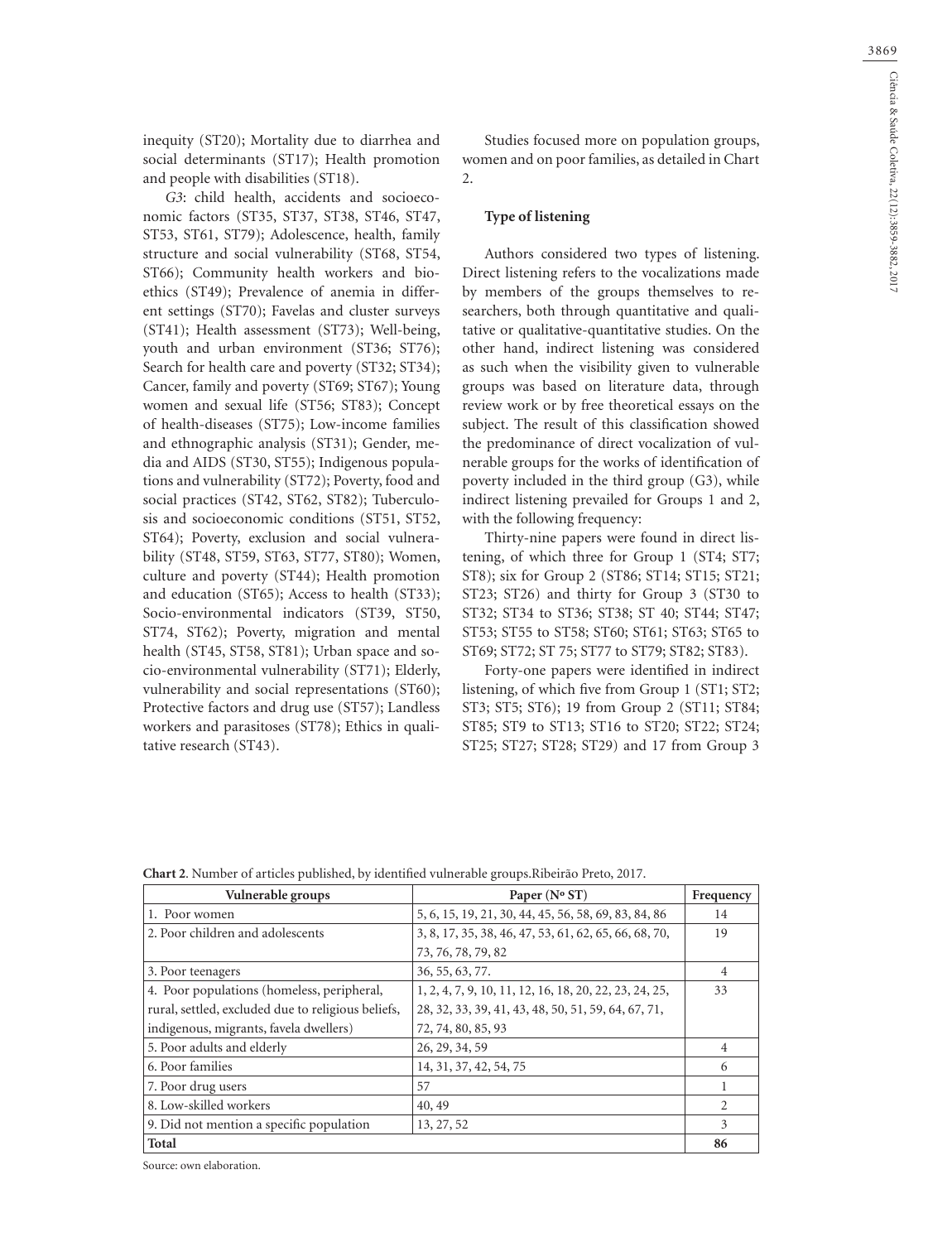inequity (ST20); Mortality due to diarrhea and social determinants (ST17); Health promotion and people with disabilities (ST18).

*G3*: child health, accidents and socioeconomic factors (ST35, ST37, ST38, ST46, ST47, ST53, ST61, ST79); Adolescence, health, family structure and social vulnerability (ST68, ST54, ST66); Community health workers and bioethics (ST49); Prevalence of anemia in different settings (ST70); Favelas and cluster surveys (ST41); Health assessment (ST73); Well-being, youth and urban environment (ST36; ST76); Search for health care and poverty (ST32; ST34); Cancer, family and poverty (ST69; ST67); Young women and sexual life (ST56; ST83); Concept of health-diseases (ST75); Low-income families and ethnographic analysis (ST31); Gender, media and AIDS (ST30, ST55); Indigenous populations and vulnerability (ST72); Poverty, food and social practices (ST42, ST62, ST82); Tuberculosis and socioeconomic conditions (ST51, ST52, ST64); Poverty, exclusion and social vulnerability (ST48, ST59, ST63, ST77, ST80); Women, culture and poverty (ST44); Health promotion and education (ST65); Access to health (ST33); Socio-environmental indicators (ST39, ST50, ST74, ST62); Poverty, migration and mental health (ST45, ST58, ST81); Urban space and socio-environmental vulnerability (ST71); Elderly, vulnerability and social representations (ST60); Protective factors and drug use (ST57); Landless workers and parasitoses (ST78); Ethics in qualitative research (ST43).

Studies focused more on population groups, women and on poor families, as detailed in Chart 2.

### Type of listening

Authors considered two types of listening. Direct listening refers to the vocalizations made by members of the groups themselves to researchers, both through quantitative and qualitative or qualitative-quantitative studies. On the other hand, indirect listening was considered as such when the visibility given to vulnerable groups was based on literature data, through review work or by free theoretical essays on the subject. The result of this classification showed the predominance of direct vocalization of vulnerable groups for the works of identification of poverty included in the third group (G3), while indirect listening prevailed for Groups 1 and 2, with the following frequency:

Thirty-nine papers were found in direct listening, of which three for Group 1 (ST4; ST7; ST8); six for Group 2 (ST86; ST14; ST15; ST21; ST23; ST26) and thirty for Group 3 (ST30 to ST32; ST34 to ST36; ST38; ST 40; ST44; ST47; ST53; ST55 to ST58; ST60; ST61; ST63; ST65 to ST69; ST72; ST 75; ST77 to ST79; ST82; ST83).

Forty-one papers were identified in indirect listening, of which five from Group 1 (ST1; ST2; ST3; ST5; ST6); 19 from Group 2 (ST11; ST84; ST85; ST9 to ST13; ST16 to ST20; ST22; ST24; ST25; ST27; ST28; ST29) and 17 from Group 3

**Chart 2**. Number of articles published, by identified vulnerable groups.Ribeirão Preto, 2017.

| Vulnerable groups | Paper (Nº ST) | Frequency |
|---|---|---|
| 1. Poor women | 5, 6, 15, 19, 21, 30, 44, 45, 56, 58, 69, 83, 84, 86 | 14 |
| 2. Poor children and adolescents | 3, 8, 17, 35, 38, 46, 47, 53, 61, 62, 65, 66, 68, 70, 73, 76, 78, 79, 82 | 19 |
| 3. Poor teenagers | 36, 55, 63, 77. | 4 |
| 4. Poor populations (homeless, peripheral, rural, settled, excluded due to religious beliefs, indigenous, migrants, favela dwellers) | 1, 2, 4, 7, 9, 10, 11, 12, 16, 18, 20, 22, 23, 24, 25, 28, 32, 33, 39, 41, 43, 48, 50, 51, 59, 64, 67, 71, 72, 74, 80, 85, 93 | 33 |
| 5. Poor adults and elderly | 26, 29, 34, 59 | 4 |
| 6. Poor families | 14, 31, 37, 42, 54, 75 | 6 |
| 7. Poor drug users | 57 | 1 |
| 8. Low-skilled workers | 40, 49 | 2 |
| 9. Did not mention a specific population | 13, 27, 52 | 3 |
| **Total** | | **86** |

Source: own elaboration.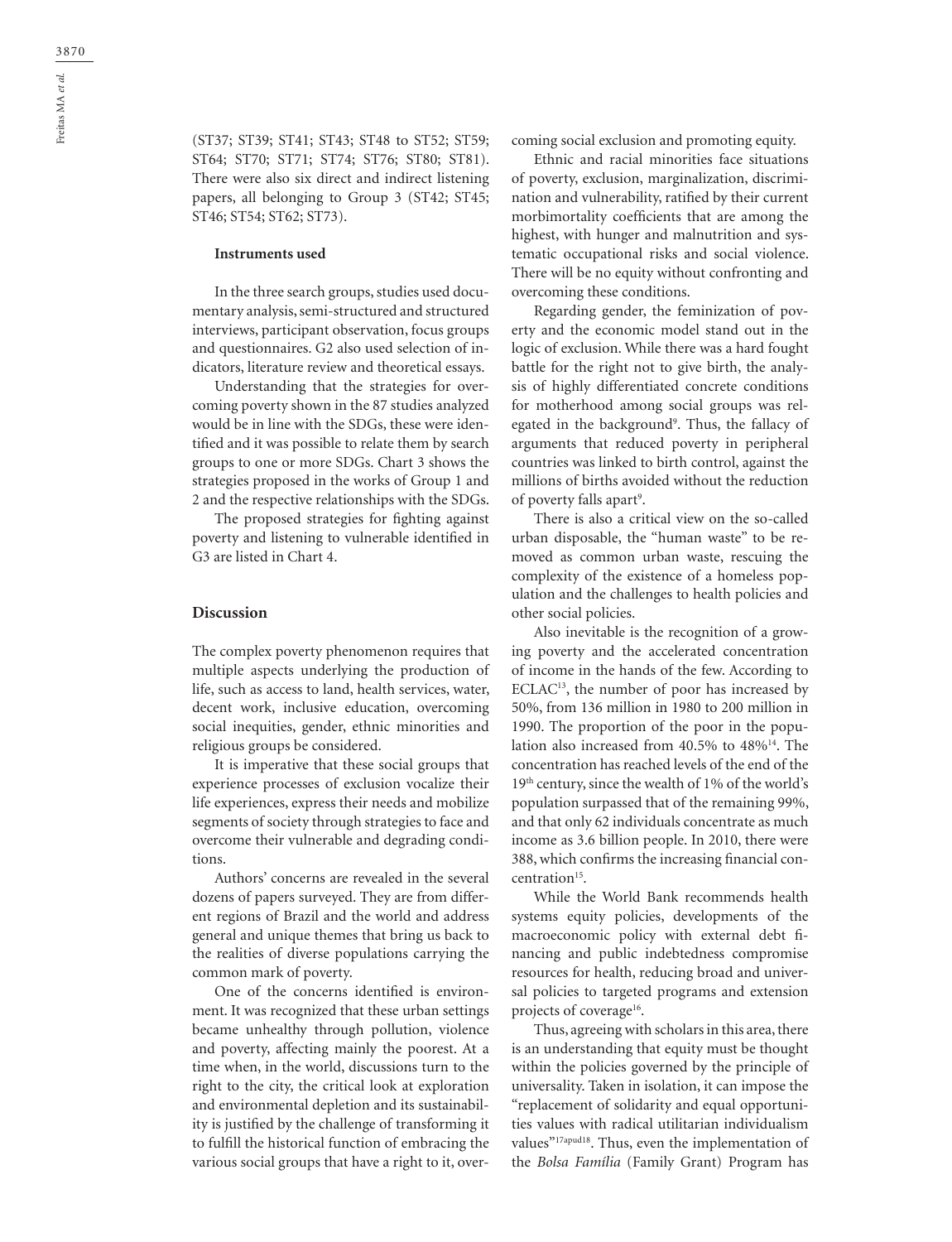(ST37; ST39; ST41; ST43; ST48 to ST52; ST59; ST64; ST70; ST71; ST74; ST76; ST80; ST81). There were also six direct and indirect listening papers, all belonging to Group 3 (ST42; ST45; ST46; ST54; ST62; ST73).

### Instruments used

In the three search groups, studies used documentary analysis, semi-structured and structured interviews, participant observation, focus groups and questionnaires. G2 also used selection of indicators, literature review and theoretical essays.

Understanding that the strategies for overcoming poverty shown in the 87 studies analyzed would be in line with the SDGs, these were identified and it was possible to relate them by search groups to one or more SDGs. Chart 3 shows the strategies proposed in the works of Group 1 and 2 and the respective relationships with the SDGs.

The proposed strategies for fighting against poverty and listening to vulnerable identified in G3 are listed in Chart 4.

## Discussion

The complex poverty phenomenon requires that multiple aspects underlying the production of life, such as access to land, health services, water, decent work, inclusive education, overcoming social inequities, gender, ethnic minorities and religious groups be considered.

It is imperative that these social groups that experience processes of exclusion vocalize their life experiences, express their needs and mobilize segments of society through strategies to face and overcome their vulnerable and degrading conditions.

Authors' concerns are revealed in the several dozens of papers surveyed. They are from different regions of Brazil and the world and address general and unique themes that bring us back to the realities of diverse populations carrying the common mark of poverty.

One of the concerns identified is environment. It was recognized that these urban settings became unhealthy through pollution, violence and poverty, affecting mainly the poorest. At a time when, in the world, discussions turn to the right to the city, the critical look at exploration and environmental depletion and its sustainability is justified by the challenge of transforming it to fulfill the historical function of embracing the various social groups that have a right to it, overcoming social exclusion and promoting equity.

Ethnic and racial minorities face situations of poverty, exclusion, marginalization, discrimination and vulnerability, ratified by their current morbimortality coefficients that are among the highest, with hunger and malnutrition and systematic occupational risks and social violence. There will be no equity without confronting and overcoming these conditions.

Regarding gender, the feminization of poverty and the economic model stand out in the logic of exclusion. While there was a hard fought battle for the right not to give birth, the analysis of highly differentiated concrete conditions for motherhood among social groups was relegated in the background[9]. Thus, the fallacy of arguments that reduced poverty in peripheral countries was linked to birth control, against the millions of births avoided without the reduction of poverty falls apart[9].

There is also a critical view on the so-called urban disposable, the "human waste" to be removed as common urban waste, rescuing the complexity of the existence of a homeless population and the challenges to health policies and other social policies.

Also inevitable is the recognition of a growing poverty and the accelerated concentration of income in the hands of the few. According to ECLAC[13], the number of poor has increased by 50%, from 136 million in 1980 to 200 million in 1990. The proportion of the poor in the population also increased from 40.5% to 48%[14]. The concentration has reached levels of the end of the 19th century, since the wealth of 1% of the world's population surpassed that of the remaining 99%, and that only 62 individuals concentrate as much income as 3.6 billion people. In 2010, there were 388, which confirms the increasing financial concentration[15].

While the World Bank recommends health systems equity policies, developments of the macroeconomic policy with external debt financing and public indebtedness compromise resources for health, reducing broad and universal policies to targeted programs and extension projects of coverage[16].

Thus, agreeing with scholars in this area, there is an understanding that equity must be thought within the policies governed by the principle of universality. Taken in isolation, it can impose the "replacement of solidarity and equal opportunities values with radical utilitarian individualism values"[17apud18]. Thus, even the implementation of the *Bolsa Família* (Family Grant) Program has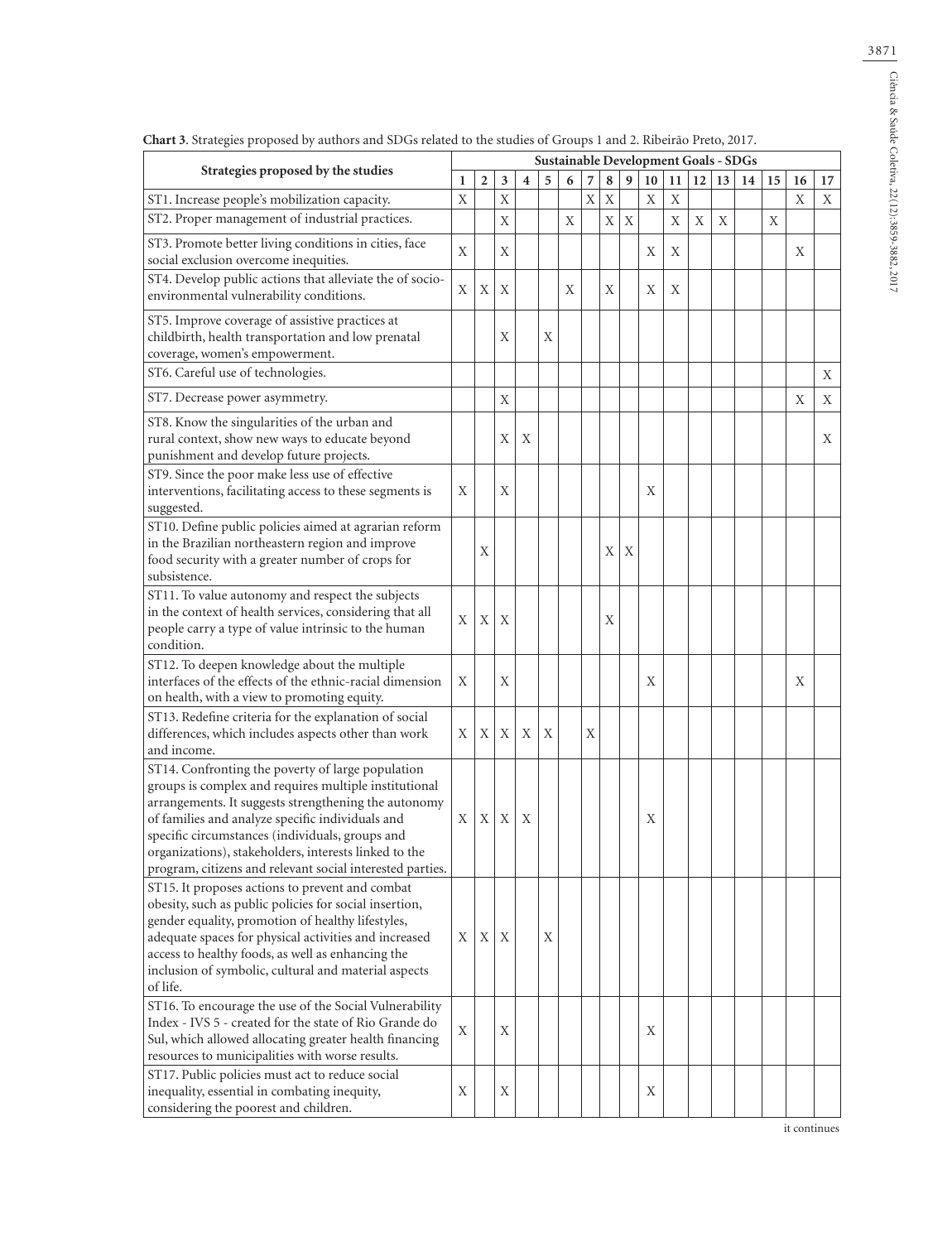**Chart 3**. Strategies proposed by authors and SDGs related to the studies of Groups 1 and 2. Ribeirão Preto, 2017.

| Strategies proposed by the studies | Sustainable Development Goals - SDGs | | | | | | | | | | | | | | | | |
|---|---|---|---|---|---|---|---|---|---|---|---|---|---|---|---|---|---|
| | 1 | 2 | 3 | 4 | 5 | 6 | 7 | 8 | 9 | 10 | 11 | 12 | 13 | 14 | 15 | 16 | 17 |
| ST1. Increase people's mobilization capacity. | X | | X | | | | X | X | | X | X | | | | | X | X |
| ST2. Proper management of industrial practices. | | | X | | | X | | X | X | | X | X | X | | X | | |
| ST3. Promote better living conditions in cities, face social exclusion overcome inequities. | X | | X | | | | | | | X | X | | | | | X | |
| ST4. Develop public actions that alleviate the of socio-environmental vulnerability conditions. | X | X | X | | | X | | X | | X | X | | | | | | |
| ST5. Improve coverage of assistive practices at childbirth, health transportation and low prenatal coverage, women's empowerment. | | | X | | X | | | | | | | | | | | | |
| ST6. Careful use of technologies. | | | | | | | | | | | | | | | | | X |
| ST7. Decrease power asymmetry. | | | X | | | | | | | | | | | | | X | X |
| ST8. Know the singularities of the urban and rural context, show new ways to educate beyond punishment and develop future projects. | | | X | X | | | | | | | | | | | | | X |
| ST9. Since the poor make less use of effective interventions, facilitating access to these segments is suggested. | X | | X | | | | | | | X | | | | | | | |
| ST10. Define public policies aimed at agrarian reform in the Brazilian northeastern region and improve food security with a greater number of crops for subsistence. | | X | | | | | | X | X | | | | | | | | |
| ST11. To value autonomy and respect the subjects in the context of health services, considering that all people carry a type of value intrinsic to the human condition. | X | X | X | | | | | X | | | | | | | | | |
| ST12. To deepen knowledge about the multiple interfaces of the effects of the ethnic-racial dimension on health, with a view to promoting equity. | X | | X | | | | | | | X | | | | | | X | |
| ST13. Redefine criteria for the explanation of social differences, which includes aspects other than work and income. | X | X | X | X | X | | X | | | | | | | | | | |
| ST14. Confronting the poverty of large population groups is complex and requires multiple institutional arrangements. It suggests strengthening the autonomy of families and analyze specific individuals and specific circumstances (individuals, groups and organizations), stakeholders, interests linked to the program, citizens and relevant social interested parties. | X | X | X | X | | | | | | X | | | | | | | |
| ST15. It proposes actions to prevent and combat obesity, such as public policies for social insertion, gender equality, promotion of healthy lifestyles, adequate spaces for physical activities and increased access to healthy foods, as well as enhancing the inclusion of symbolic, cultural and material aspects of life. | X | X | X | | X | | | | | | | | | | | | |
| ST16. To encourage the use of the Social Vulnerability Index - IVS 5 - created for the state of Rio Grande do Sul, which allowed allocating greater health financing resources to municipalities with worse results. | X | | X | | | | | | | X | | | | | | | |
| ST17. Public policies must act to reduce social inequality, essential in combating inequity, considering the poorest and children. | X | | X | | | | | | | X | | | | | | | |

it continues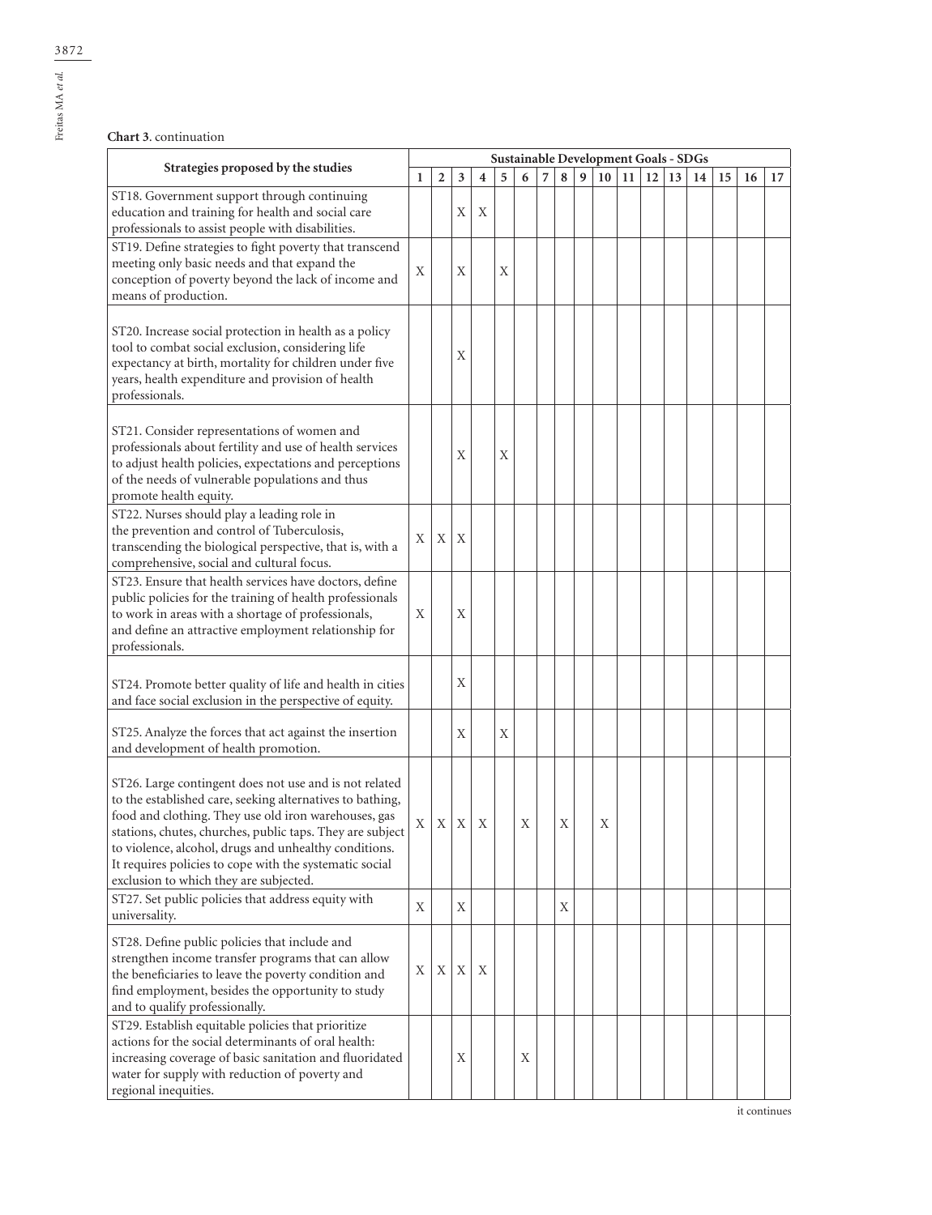**Chart 3**. continuation

| Strategies proposed by the studies | Sustainable Development Goals - SDGs | | | | | | | | | | | | | | | | |
|---|---|---|---|---|---|---|---|---|---|---|---|---|---|---|---|---|---|
| | 1 | 2 | 3 | 4 | 5 | 6 | 7 | 8 | 9 | 10 | 11 | 12 | 13 | 14 | 15 | 16 | 17 |
| ST18. Government support through continuing education and training for health and social care professionals to assist people with disabilities. | | | X | X | | | | | | | | | | | | | |
| ST19. Define strategies to fight poverty that transcend meeting only basic needs and that expand the conception of poverty beyond the lack of income and means of production. | X | | X | | X | | | | | | | | | | | | |
| ST20. Increase social protection in health as a policy tool to combat social exclusion, considering life expectancy at birth, mortality for children under five years, health expenditure and provision of health professionals. | | | X | | | | | | | | | | | | | | |
| ST21. Consider representations of women and professionals about fertility and use of health services to adjust health policies, expectations and perceptions of the needs of vulnerable populations and thus promote health equity. | | | X | | X | | | | | | | | | | | | |
| ST22. Nurses should play a leading role in the prevention and control of Tuberculosis, transcending the biological perspective, that is, with a comprehensive, social and cultural focus. | X | X | X | | | | | | | | | | | | | | |
| ST23. Ensure that health services have doctors, define public policies for the training of health professionals to work in areas with a shortage of professionals, and define an attractive employment relationship for professionals. | X | | X | | | | | | | | | | | | | | |
| ST24. Promote better quality of life and health in cities and face social exclusion in the perspective of equity. | | | X | | | | | | | | | | | | | | |
| ST25. Analyze the forces that act against the insertion and development of health promotion. | | | X | | X | | | | | | | | | | | | |
| ST26. Large contingent does not use and is not related to the established care, seeking alternatives to bathing, food and clothing. They use old iron warehouses, gas stations, chutes, churches, public taps. They are subject to violence, alcohol, drugs and unhealthy conditions. It requires policies to cope with the systematic social exclusion to which they are subjected. | X | X | X | X | | X | | X | | X | | | | | | | |
| ST27. Set public policies that address equity with universality. | X | | X | | | | | X | | | | | | | | | |
| ST28. Define public policies that include and strengthen income transfer programs that can allow the beneficiaries to leave the poverty condition and find employment, besides the opportunity to study and to qualify professionally. | X | X | X | X | | | | | | | | | | | | | |
| ST29. Establish equitable policies that prioritize actions for the social determinants of oral health: increasing coverage of basic sanitation and fluoridated water for supply with reduction of poverty and regional inequities. | | | X | | | X | | | | | | | | | | | |

it continues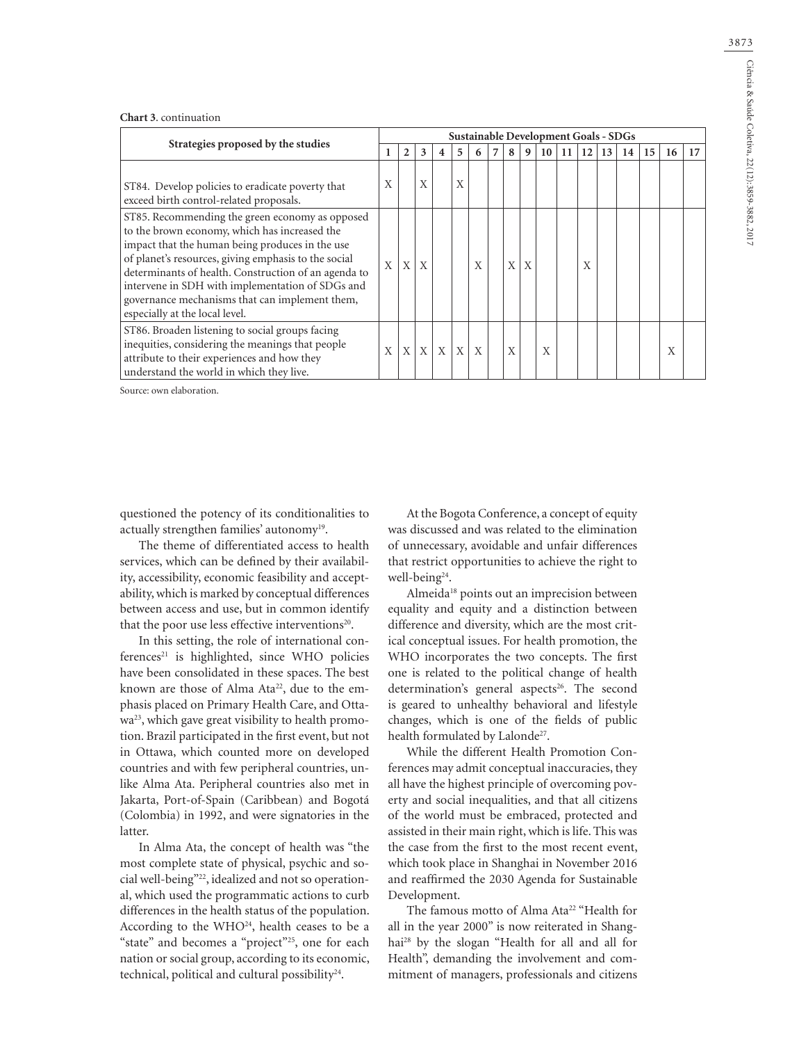**Chart 3.** continuation

| Strategies proposed by the studies | Sustainable Development Goals - SDGs | | | | | | | | | | | | | | | | |
|---|---|---|---|---|---|---|---|---|---|---|---|---|---|---|---|---|---|
| | 1 | 2 | 3 | 4 | 5 | 6 | 7 | 8 | 9 | 10 | 11 | 12 | 13 | 14 | 15 | 16 | 17 |
| ST84. Develop policies to eradicate poverty that exceed birth control-related proposals. | X | | X | | X | | | | | | | | | | | | |
| ST85. Recommending the green economy as opposed to the brown economy, which has increased the impact that the human being produces in the use of planet's resources, giving emphasis to the social determinants of health. Construction of an agenda to intervene in SDH with implementation of SDGs and governance mechanisms that can implement them, especially at the local level. | X | X | X | | | X | | X | X | | | X | | | | | |
| ST86. Broaden listening to social groups facing inequities, considering the meanings that people attribute to their experiences and how they understand the world in which they live. | X | X | X | X | X | X | | X | | X | | | | | | X | |

Source: own elaboration.

questioned the potency of its conditionalities to actually strengthen families' autonomy[19].

The theme of differentiated access to health services, which can be defined by their availability, accessibility, economic feasibility and acceptability, which is marked by conceptual differences between access and use, but in common identify that the poor use less effective interventions[20].

In this setting, the role of international conferences[21] is highlighted, since WHO policies have been consolidated in these spaces. The best known are those of Alma Ata[22], due to the emphasis placed on Primary Health Care, and Ottawa[23], which gave great visibility to health promotion. Brazil participated in the first event, but not in Ottawa, which counted more on developed countries and with few peripheral countries, unlike Alma Ata. Peripheral countries also met in Jakarta, Port-of-Spain (Caribbean) and Bogotá (Colombia) in 1992, and were signatories in the latter.

In Alma Ata, the concept of health was "the most complete state of physical, psychic and social well-being"[22], idealized and not so operational, which used the programmatic actions to curb differences in the health status of the population. According to the WHO[24], health ceases to be a "state" and becomes a "project"[25], one for each nation or social group, according to its economic, technical, political and cultural possibility[24].

At the Bogota Conference, a concept of equity was discussed and was related to the elimination of unnecessary, avoidable and unfair differences that restrict opportunities to achieve the right to well-being[24].

Almeida[18] points out an imprecision between equality and equity and a distinction between difference and diversity, which are the most critical conceptual issues. For health promotion, the WHO incorporates the two concepts. The first one is related to the political change of health determination's general aspects[26]. The second is geared to unhealthy behavioral and lifestyle changes, which is one of the fields of public health formulated by Lalonde[27].

While the different Health Promotion Conferences may admit conceptual inaccuracies, they all have the highest principle of overcoming poverty and social inequalities, and that all citizens of the world must be embraced, protected and assisted in their main right, which is life. This was the case from the first to the most recent event, which took place in Shanghai in November 2016 and reaffirmed the 2030 Agenda for Sustainable Development.

The famous motto of Alma Ata[22] "Health for all in the year 2000" is now reiterated in Shanghai[28] by the slogan "Health for all and all for Health", demanding the involvement and commitment of managers, professionals and citizens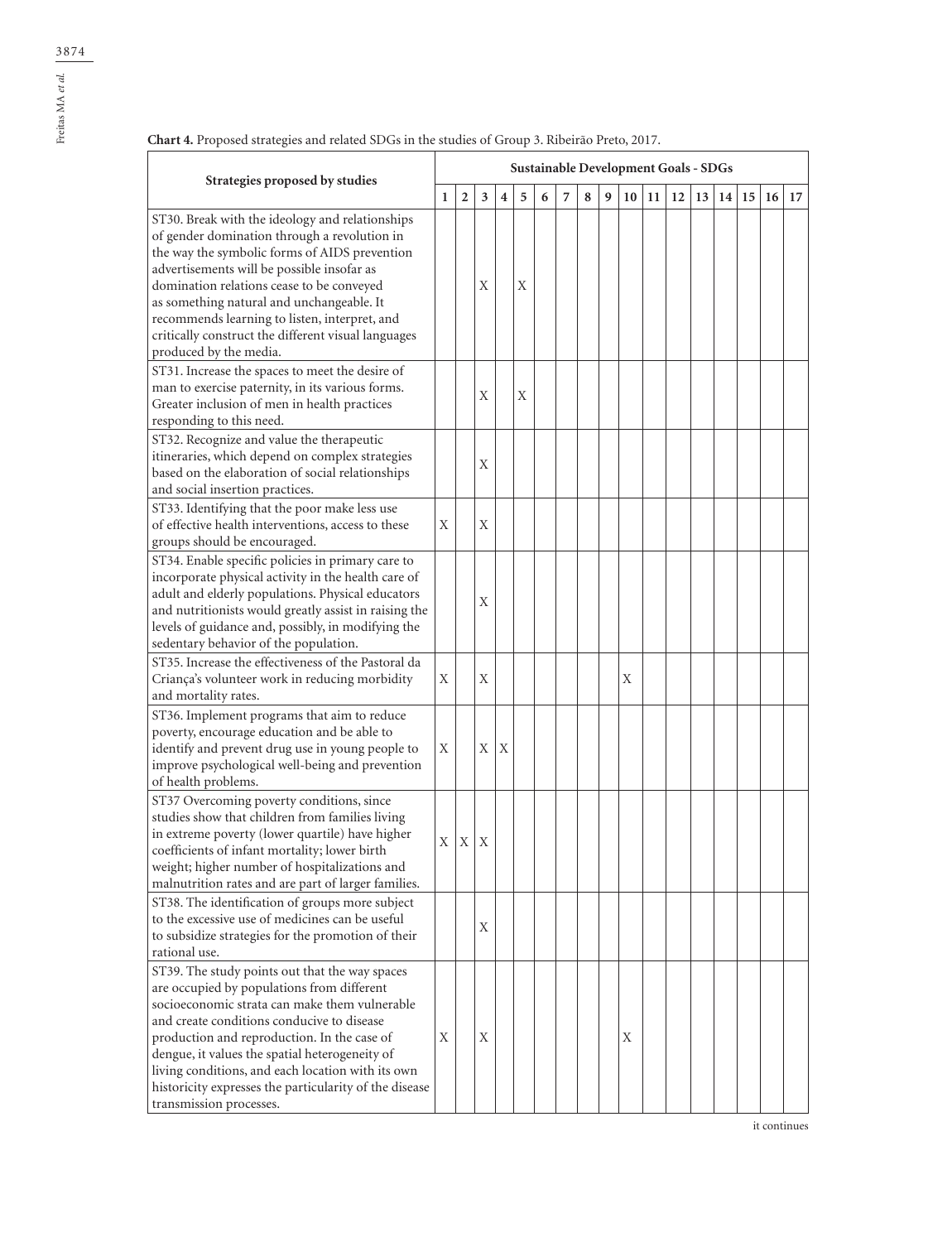**Chart 4.** Proposed strategies and related SDGs in the studies of Group 3. Ribeirão Preto, 2017.

| Strategies proposed by studies | Sustainable Development Goals - SDGs | | | | | | | | | | | | | | | | |
|---|---|---|---|---|---|---|---|---|---|---|---|---|---|---|---|---|---|
| | 1 | 2 | 3 | 4 | 5 | 6 | 7 | 8 | 9 | 10 | 11 | 12 | 13 | 14 | 15 | 16 | 17 |
| ST30. Break with the ideology and relationships of gender domination through a revolution in the way the symbolic forms of AIDS prevention advertisements will be possible insofar as domination relations cease to be conveyed as something natural and unchangeable. It recommends learning to listen, interpret, and critically construct the different visual languages produced by the media. | | | X | | X | | | | | | | | | | | | |
| ST31. Increase the spaces to meet the desire of man to exercise paternity, in its various forms. Greater inclusion of men in health practices responding to this need. | | | X | | X | | | | | | | | | | | | |
| ST32. Recognize and value the therapeutic itineraries, which depend on complex strategies based on the elaboration of social relationships and social insertion practices. | | | X | | | | | | | | | | | | | | |
| ST33. Identifying that the poor make less use of effective health interventions, access to these groups should be encouraged. | X | | X | | | | | | | | | | | | | | |
| ST34. Enable specific policies in primary care to incorporate physical activity in the health care of adult and elderly populations. Physical educators and nutritionists would greatly assist in raising the levels of guidance and, possibly, in modifying the sedentary behavior of the population. | | | X | | | | | | | | | | | | | | |
| ST35. Increase the effectiveness of the Pastoral da Criança's volunteer work in reducing morbidity and mortality rates. | X | | X | | | | | | | X | | | | | | | |
| ST36. Implement programs that aim to reduce poverty, encourage education and be able to identify and prevent drug use in young people to improve psychological well-being and prevention of health problems. | X | | X | X | | | | | | | | | | | | | |
| ST37 Overcoming poverty conditions, since studies show that children from families living in extreme poverty (lower quartile) have higher coefficients of infant mortality; lower birth weight; higher number of hospitalizations and malnutrition rates and are part of larger families. | X | X | X | | | | | | | | | | | | | | |
| ST38. The identification of groups more subject to the excessive use of medicines can be useful to subsidize strategies for the promotion of their rational use. | | | X | | | | | | | | | | | | | | |
| ST39. The study points out that the way spaces are occupied by populations from different socioeconomic strata can make them vulnerable and create conditions conducive to disease production and reproduction. In the case of dengue, it values the spatial heterogeneity of living conditions, and each location with its own historicity expresses the particularity of the disease transmission processes. | X | | X | | | | | | | X | | | | | | | |

it continues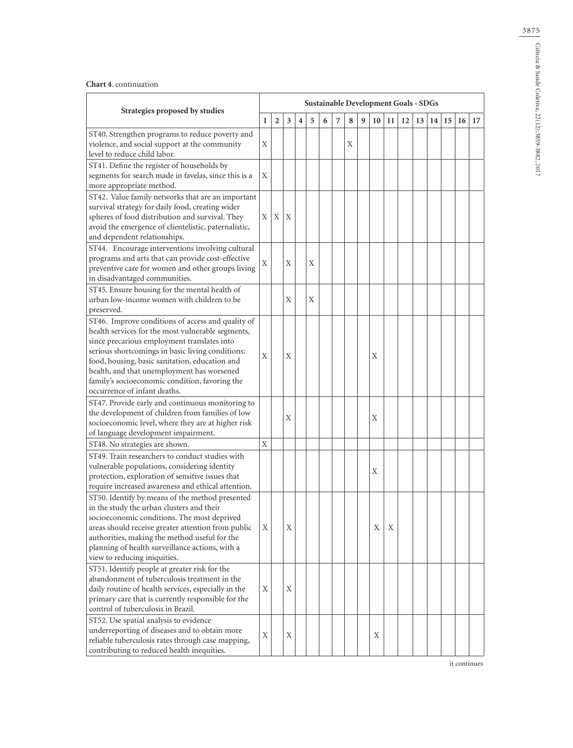**Chart 4**. continuation

| Strategies proposed by studies | Sustainable Development Goals - SDGs | | | | | | | | | | | | | | | | |
|---|---|---|---|---|---|---|---|---|---|---|---|---|---|---|---|---|---|
| | 1 | 2 | 3 | 4 | 5 | 6 | 7 | 8 | 9 | 10 | 11 | 12 | 13 | 14 | 15 | 16 | 17 |
| ST40. Strengthen programs to reduce poverty and violence, and social support at the community level to reduce child labor. | X | | | | | | | X | | | | | | | | | |
| ST41. Define the register of households by segments for search made in favelas, since this is a more appropriate method. | X | | | | | | | | | | | | | | | | |
| ST42. Value family networks that are an important survival strategy for daily food, creating wider spheres of food distribution and survival. They avoid the emergence of clientelistic, paternalistic, and dependent relationships. | X | X | X | | | | | | | | | | | | | | |
| ST44. Encourage interventions involving cultural programs and arts that can provide cost-effective preventive care for women and other groups living in disadvantaged communities. | X | | X | | X | | | | | | | | | | | | |
| ST45. Ensure housing for the mental health of urban low-income women with children to be preserved. | | | X | | X | | | | | | | | | | | | |
| ST46. Improve conditions of access and quality of health services for the most vulnerable segments, since precarious employment translates into serious shortcomings in basic living conditions: food, housing, basic sanitation, education and health, and that unemployment has worsened family's socioeconomic condition, favoring the occurrence of infant deaths. | X | | X | | | | | | | X | | | | | | | |
| ST47. Provide early and continuous monitoring to the development of children from families of low socioeconomic level, where they are at higher risk of language development impairment. | | | X | | | | | | | X | | | | | | | |
| ST48. No strategies are shown. | X | | | | | | | | | | | | | | | | |
| ST49. Train researchers to conduct studies with vulnerable populations, considering identity protection, exploration of sensitive issues that require increased awareness and ethical attention. | | | | | | | | | | X | | | | | | | |
| ST50. Identify by means of the method presented in the study the urban clusters and their socioeconomic conditions. The most deprived areas should receive greater attention from public authorities, making the method useful for the planning of health surveillance actions, with a view to reducing iniquities. | X | | X | | | | | | | X | X | | | | | | |
| ST51. Identify people at greater risk for the abandonment of tuberculosis treatment in the daily routine of health services, especially in the primary care that is currently responsible for the control of tuberculosis in Brazil. | X | | X | | | | | | | | | | | | | | |
| ST52. Use spatial analysis to evidence underreporting of diseases and to obtain more reliable tuberculosis rates through case mapping, contributing to reduced health inequities. | X | | X | | | | | | | X | | | | | | | |

it continues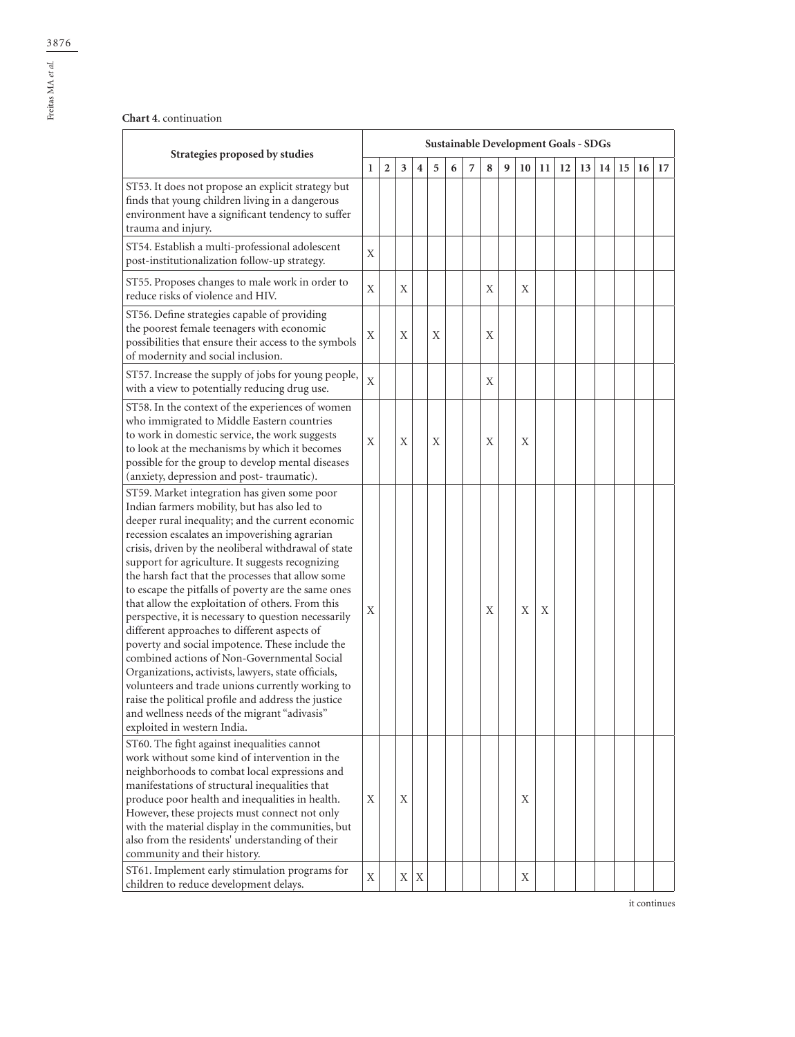**Chart 4**. continuation

| Strategies proposed by studies | Sustainable Development Goals - SDGs | | | | | | | | | | | | | | | | |
|---|---|---|---|---|---|---|---|---|---|---|---|---|---|---|---|---|---|
| | 1 | 2 | 3 | 4 | 5 | 6 | 7 | 8 | 9 | 10 | 11 | 12 | 13 | 14 | 15 | 16 | 17 |
| ST53. It does not propose an explicit strategy but finds that young children living in a dangerous environment have a significant tendency to suffer trauma and injury. | | | | | | | | | | | | | | | | | |
| ST54. Establish a multi-professional adolescent post-institutionalization follow-up strategy. | X | | | | | | | | | | | | | | | | |
| ST55. Proposes changes to male work in order to reduce risks of violence and HIV. | X | | X | | | | | X | | X | | | | | | | |
| ST56. Define strategies capable of providing the poorest female teenagers with economic possibilities that ensure their access to the symbols of modernity and social inclusion. | X | | X | | X | | | X | | | | | | | | | |
| ST57. Increase the supply of jobs for young people, with a view to potentially reducing drug use. | X | | | | | | | X | | | | | | | | | |
| ST58. In the context of the experiences of women who immigrated to Middle Eastern countries to work in domestic service, the work suggests to look at the mechanisms by which it becomes possible for the group to develop mental diseases (anxiety, depression and post- traumatic). | X | | X | | X | | | X | | X | | | | | | | |
| ST59. Market integration has given some poor Indian farmers mobility, but has also led to deeper rural inequality; and the current economic recession escalates an impoverishing agrarian crisis, driven by the neoliberal withdrawal of state support for agriculture. It suggests recognizing the harsh fact that the processes that allow some to escape the pitfalls of poverty are the same ones that allow the exploitation of others. From this perspective, it is necessary to question necessarily different approaches to different aspects of poverty and social impotence. These include the combined actions of Non-Governmental Social Organizations, activists, lawyers, state officials, volunteers and trade unions currently working to raise the political profile and address the justice and wellness needs of the migrant "adivasis" exploited in western India. | X | | | | | | | X | | X | X | | | | | | |
| ST60. The fight against inequalities cannot work without some kind of intervention in the neighborhoods to combat local expressions and manifestations of structural inequalities that produce poor health and inequalities in health. However, these projects must connect not only with the material display in the communities, but also from the residents' understanding of their community and their history. | X | | X | | | | | | | X | | | | | | | |
| ST61. Implement early stimulation programs for children to reduce development delays. | X | | X | X | | | | | | X | | | | | | | |

it continues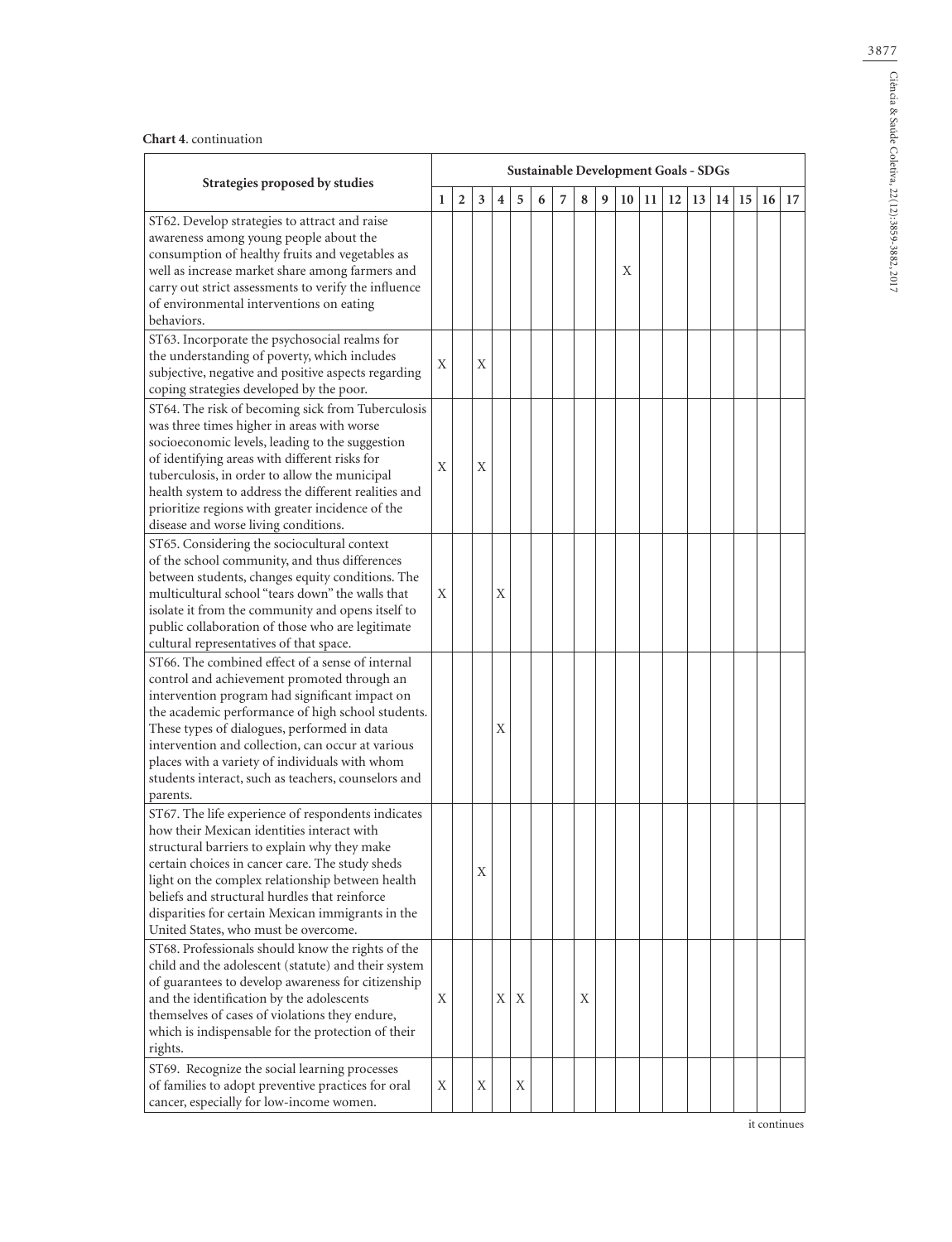**Chart 4**. continuation

| Strategies proposed by studies | Sustainable Development Goals - SDGs | | | | | | | | | | | | | | | | |
|---|---|---|---|---|---|---|---|---|---|---|---|---|---|---|---|---|---|
| | 1 | 2 | 3 | 4 | 5 | 6 | 7 | 8 | 9 | 10 | 11 | 12 | 13 | 14 | 15 | 16 | 17 |
| ST62. Develop strategies to attract and raise awareness among young people about the consumption of healthy fruits and vegetables as well as increase market share among farmers and carry out strict assessments to verify the influence of environmental interventions on eating behaviors. | | | | | | | | | | X | | | | | | | |
| ST63. Incorporate the psychosocial realms for the understanding of poverty, which includes subjective, negative and positive aspects regarding coping strategies developed by the poor. | X | | X | | | | | | | | | | | | | | |
| ST64. The risk of becoming sick from Tuberculosis was three times higher in areas with worse socioeconomic levels, leading to the suggestion of identifying areas with different risks for tuberculosis, in order to allow the municipal health system to address the different realities and prioritize regions with greater incidence of the disease and worse living conditions. | X | | X | | | | | | | | | | | | | | |
| ST65. Considering the sociocultural context of the school community, and thus differences between students, changes equity conditions. The multicultural school "tears down" the walls that isolate it from the community and opens itself to public collaboration of those who are legitimate cultural representatives of that space. | X | | | X | | | | | | | | | | | | | |
| ST66. The combined effect of a sense of internal control and achievement promoted through an intervention program had significant impact on the academic performance of high school students. These types of dialogues, performed in data intervention and collection, can occur at various places with a variety of individuals with whom students interact, such as teachers, counselors and parents. | | | | X | | | | | | | | | | | | | |
| ST67. The life experience of respondents indicates how their Mexican identities interact with structural barriers to explain why they make certain choices in cancer care. The study sheds light on the complex relationship between health beliefs and structural hurdles that reinforce disparities for certain Mexican immigrants in the United States, who must be overcome. | | | X | | | | | | | | | | | | | | |
| ST68. Professionals should know the rights of the child and the adolescent (statute) and their system of guarantees to develop awareness for citizenship and the identification by the adolescents themselves of cases of violations they endure, which is indispensable for the protection of their rights. | X | | | X | X | | | X | | | | | | | | | |
| ST69. Recognize the social learning processes of families to adopt preventive practices for oral cancer, especially for low-income women. | X | | X | | X | | | | | | | | | | | | |

it continues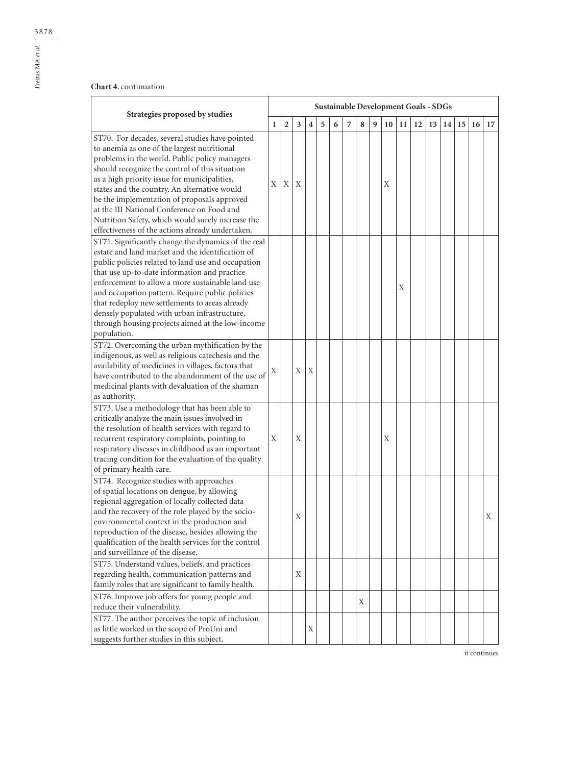**Chart 4**. continuation

| Strategies proposed by studies | Sustainable Development Goals - SDGs | | | | | | | | | | | | | | | | |
|---|---|---|---|---|---|---|---|---|---|---|---|---|---|---|---|---|---|
| | 1 | 2 | 3 | 4 | 5 | 6 | 7 | 8 | 9 | 10 | 11 | 12 | 13 | 14 | 15 | 16 | 17 |
| ST70. For decades, several studies have pointed to anemia as one of the largest nutritional problems in the world. Public policy managers should recognize the control of this situation as a high priority issue for municipalities, states and the country. An alternative would be the implementation of proposals approved at the III National Conference on Food and Nutrition Safety, which would surely increase the effectiveness of the actions already undertaken. | X | X | X | | | | | | | X | | | | | | | |
| ST71. Significantly change the dynamics of the real estate and land market and the identification of public policies related to land use and occupation that use up-to-date information and practice enforcement to allow a more sustainable land use and occupation pattern. Require public policies that redeploy new settlements to areas already densely populated with urban infrastructure, through housing projects aimed at the low-income population. | | | | | | | | | | | X | | | | | | |
| ST72. Overcoming the urban mythification by the indigenous, as well as religious catechesis and the availability of medicines in villages, factors that have contributed to the abandonment of the use of medicinal plants with devaluation of the shaman as authority. | X | | X | X | | | | | | | | | | | | | |
| ST73. Use a methodology that has been able to critically analyze the main issues involved in the resolution of health services with regard to recurrent respiratory complaints, pointing to respiratory diseases in childhood as an important tracing condition for the evaluation of the quality of primary health care. | X | | X | | | | | | | X | | | | | | | |
| ST74. Recognize studies with approaches of spatial locations on dengue, by allowing regional aggregation of locally collected data and the recovery of the role played by the socio-environmental context in the production and reproduction of the disease, besides allowing the qualification of the health services for the control and surveillance of the disease. | | | X | | | | | | | | | | | | | | X |
| ST75. Understand values, beliefs, and practices regarding health, communication patterns and family roles that are significant to family health. | | | X | | | | | | | | | | | | | | |
| ST76. Improve job offers for young people and reduce their vulnerability. | | | | | | | | X | | | | | | | | | |
| ST77. The author perceives the topic of inclusion as little worked in the scope of ProUni and suggests further studies in this subject. | | | | X | | | | | | | | | | | | | |

it continues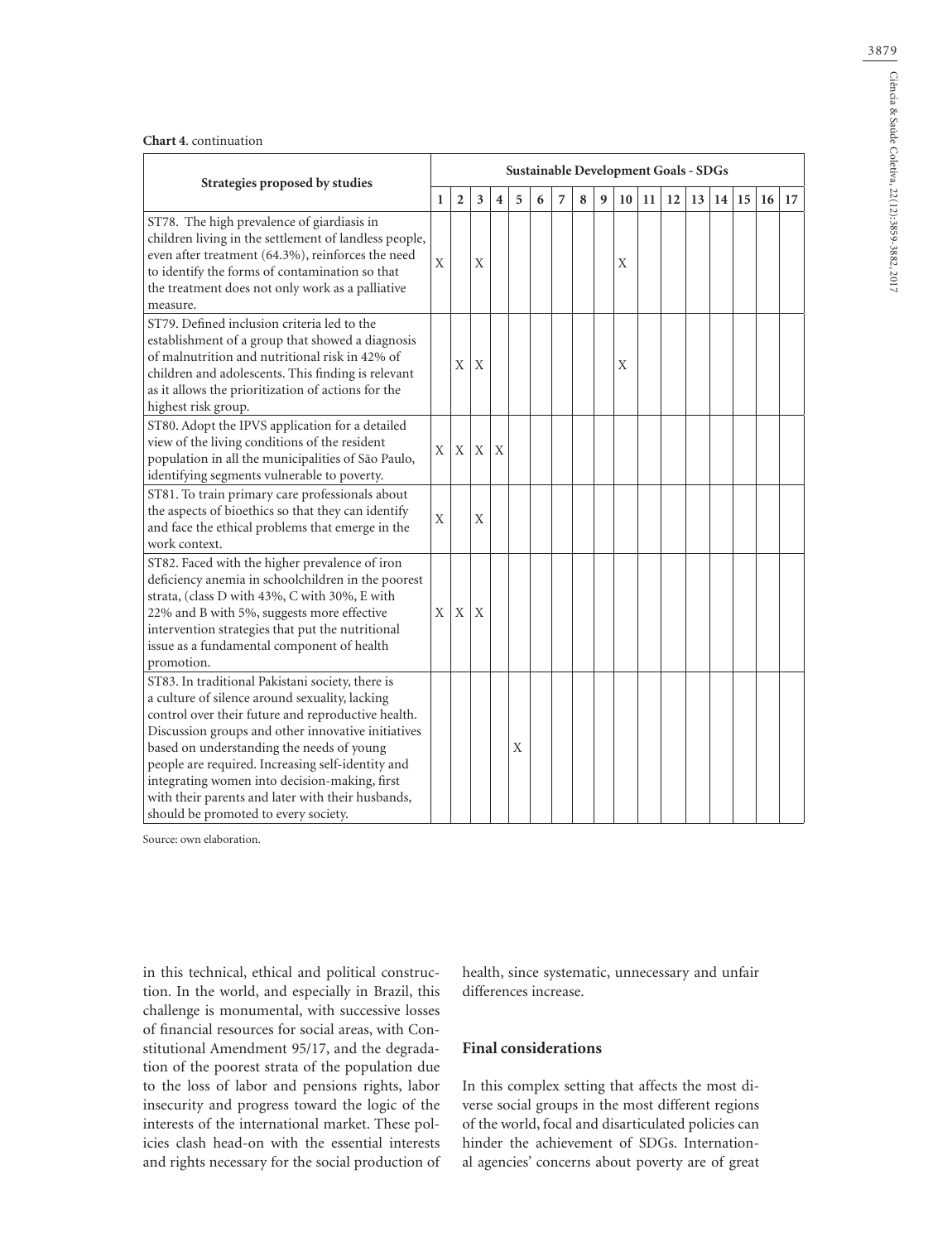**Chart 4.** continuation

| Strategies proposed by studies | Sustainable Development Goals - SDGs | | | | | | | | | | | | | | | | |
|---|---|---|---|---|---|---|---|---|---|---|---|---|---|---|---|---|---|
| | 1 | 2 | 3 | 4 | 5 | 6 | 7 | 8 | 9 | 10 | 11 | 12 | 13 | 14 | 15 | 16 | 17 |
| ST78. The high prevalence of giardiasis in children living in the settlement of landless people, even after treatment (64.3%), reinforces the need to identify the forms of contamination so that the treatment does not only work as a palliative measure. | X | | X | | | | | | | X | | | | | | | |
| ST79. Defined inclusion criteria led to the establishment of a group that showed a diagnosis of malnutrition and nutritional risk in 42% of children and adolescents. This finding is relevant as it allows the prioritization of actions for the highest risk group. | | X | X | | | | | | | X | | | | | | | |
| ST80. Adopt the IPVS application for a detailed view of the living conditions of the resident population in all the municipalities of São Paulo, identifying segments vulnerable to poverty. | X | X | X | X | | | | | | | | | | | | | |
| ST81. To train primary care professionals about the aspects of bioethics so that they can identify and face the ethical problems that emerge in the work context. | X | | X | | | | | | | | | | | | | | |
| ST82. Faced with the higher prevalence of iron deficiency anemia in schoolchildren in the poorest strata, (class D with 43%, C with 30%, E with 22% and B with 5%, suggests more effective intervention strategies that put the nutritional issue as a fundamental component of health promotion. | X | X | X | | | | | | | | | | | | | | |
| ST83. In traditional Pakistani society, there is a culture of silence around sexuality, lacking control over their future and reproductive health. Discussion groups and other innovative initiatives based on understanding the needs of young people are required. Increasing self-identity and integrating women into decision-making, first with their parents and later with their husbands, should be promoted to every society. | | | | | X | | | | | | | | | | | | |

Source: own elaboration.

in this technical, ethical and political construction. In the world, and especially in Brazil, this challenge is monumental, with successive losses of financial resources for social areas, with Constitutional Amendment 95/17, and the degradation of the poorest strata of the population due to the loss of labor and pensions rights, labor insecurity and progress toward the logic of the interests of the international market. These policies clash head-on with the essential interests and rights necessary for the social production of health, since systematic, unnecessary and unfair differences increase.

## Final considerations

In this complex setting that affects the most diverse social groups in the most different regions of the world, focal and disarticulated policies can hinder the achievement of SDGs. International agencies' concerns about poverty are of great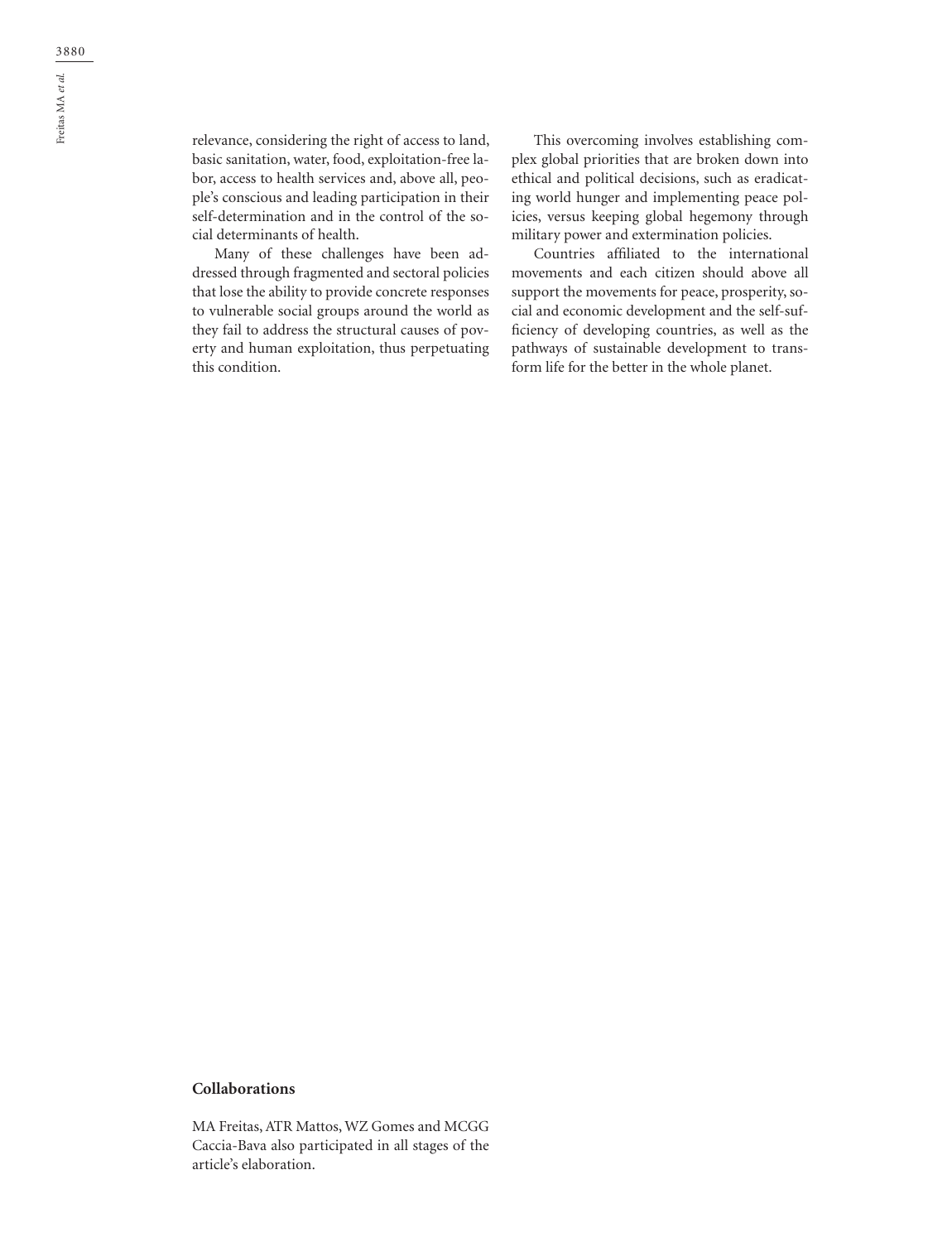relevance, considering the right of access to land, basic sanitation, water, food, exploitation-free labor, access to health services and, above all, people's conscious and leading participation in their self-determination and in the control of the social determinants of health.

Many of these challenges have been addressed through fragmented and sectoral policies that lose the ability to provide concrete responses to vulnerable social groups around the world as they fail to address the structural causes of poverty and human exploitation, thus perpetuating this condition.

This overcoming involves establishing complex global priorities that are broken down into ethical and political decisions, such as eradicating world hunger and implementing peace policies, versus keeping global hegemony through military power and extermination policies.

Countries affiliated to the international movements and each citizen should above all support the movements for peace, prosperity, social and economic development and the self-sufficiency of developing countries, as well as the pathways of sustainable development to transform life for the better in the whole planet.

## Collaborations

MA Freitas, ATR Mattos, WZ Gomes and MCGG Caccia-Bava also participated in all stages of the article's elaboration.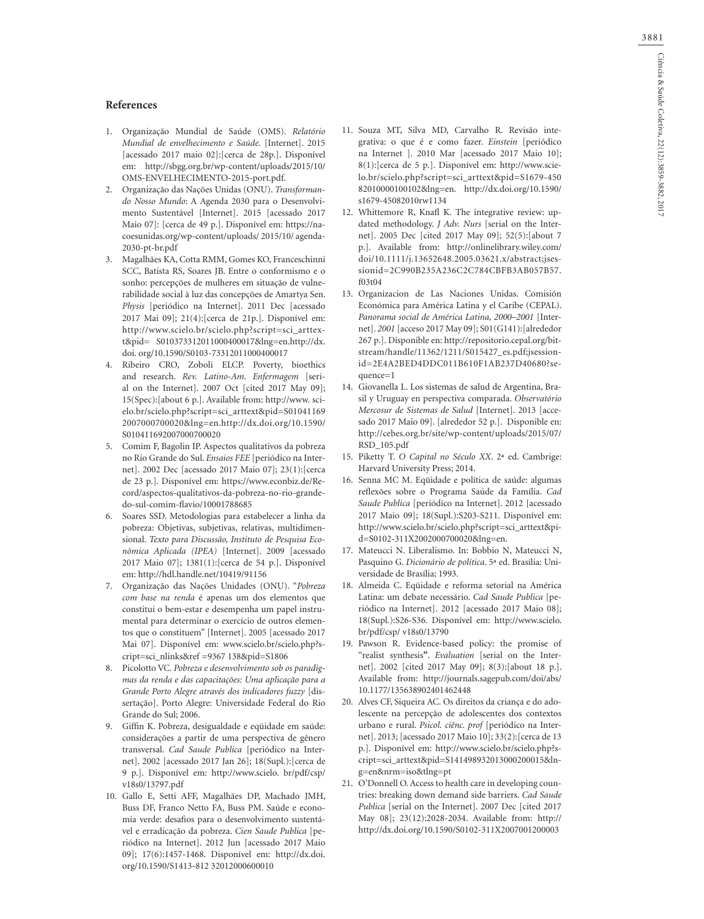## References

1. Organização Mundial de Saúde (OMS). *Relatório Mundial de envelhecimento e Saúde*. [Internet]. 2015 [acessado 2017 maio 02]:[cerca de 28p.]. Disponível em: http://sbgg.org.br/wp-content/uploads/2015/10/OMS-ENVELHECIMENTO-2015-port.pdf.
2. Organização das Nações Unidas (ONU). *Transformando Nosso Mundo*: A Agenda 2030 para o Desenvolvimento Sustentável [Internet]. 2015 [acessado 2017 Maio 07]: [cerca de 49 p.]. Disponível em: https://nacoesunidas.org/wp-content/uploads/ 2015/10/ agenda-2030-pt-br.pdf
3. Magalhães KA, Cotta RMM, Gomes KO, Franceschinni SCC, Batista RS, Soares JB. Entre o conformismo e o sonho: percepções de mulheres em situação de vulnerabilidade social à luz das concepções de Amartya Sen. *Physis* [periódico na Internet]. 2011 Dec [acessado 2017 Mai 09]; 21(4):[cerca de 21p.]. Disponível em: http://www.scielo.br/scielo.php?script=sci_arttext&pid= S010373312011000400017&lng=en.http://dx.doi. org/10.1590/S0103-73312011000400017
4. Ribeiro CRO, Zoboli ELCP. Poverty, bioethics and research. *Rev. Latino-Am. Enfermagem* [serial on the Internet]. 2007 Oct [cited 2017 May 09]; 15(Spec):[about 6 p.]. Available from: http://www. scielo.br/scielo.php?script=sci_arttext&pid=S01041169 2007000700020&lng=en.http://dx.doi.org/10.1590/ S010411692007000700020
5. Comim F, Bagolin IP. Aspectos qualitativos da pobreza no Rio Grande do Sul. *Ensaios FEE* [periódico na Internet]. 2002 Dec [acessado 2017 Maio 07]; 23(1):[cerca de 23 p.]. Disponível em: https://www.econbiz.de/Record/aspectos-qualitativos-da-pobreza-no-rio-grande-do-sul-comim-flavio/10001788685
6. Soares SSD. Metodologias para estabelecer a linha da pobreza: Objetivas, subjetivas, relativas, multidimensional. *Texto para Discussão, Instituto de Pesquisa Econômica Aplicada (IPEA)* [Internet]. 2009 [acessado 2017 Maio 07]; 1381(1):[cerca de 54 p.]. Disponível em: http://hdl.handle.net/10419/91156
7. Organização das Nações Unidades (ONU). "*Pobreza com base na renda* é apenas um dos elementos que constitui o bem-estar e desempenha um papel instrumental para determinar o exercício de outros elementos que o constituem" [Internet]. 2005 [acessado 2017 Mai 07]. Disponível em: www.scielo.br/scielo.php?script=sci_nlinks&ref =9367 138&pid=S1806
8. Picolotto VC. *Pobreza e desenvolvimento sob os paradigmas da renda e das capacitações: Uma aplicação para a Grande Porto Alegre através dos indicadores fuzzy* [dissertação]. Porto Alegre: Universidade Federal do Rio Grande do Sul; 2006.
9. Giffin K. Pobreza, desigualdade e eqüidade em saúde: considerações a partir de uma perspectiva de gênero transversal. *Cad Saude Publica* [periódico na Internet]. 2002 [acessado 2017 Jan 26]; 18(Supl.):[cerca de 9 p.]. Disponível em: http://www.scielo. br/pdf/csp/ v18s0/13797.pdf
10. Gallo E, Setti AFF, Magalhães DP, Machado JMH, Buss DF, Franco Netto FA, Buss PM. Saúde e economia verde: desafios para o desenvolvimento sustentável e erradicação da pobreza. *Cien Saude Publica* [periódico na Internet]. 2012 Jun [acessado 2017 Maio 09]; 17(6):1457-1468. Disponível em: http://dx.doi. org/10.1590/S1413-812 32012000600010
11. Souza MT, Silva MD, Carvalho R. Revisão integrativa: o que é e como fazer. *Einstein* [periódico na Internet ]. 2010 Mar [acessado 2017 Maio 10]; 8(1):[cerca de 5 p.]. Disponível em: http://www.scielo.br/scielo.php?script=sci_arttext&pid=S1679-450 82010000100102&lng=en. http://dx.doi.org/10.1590/ s1679-45082010rw1134
12. Whittemore R, Knafl K. The integrative review: updated methodology. *J Adv. Nurs* [serial on the Internet]. 2005 Dec [cited 2017 May 09]; 52(5):[about 7 p.]. Available from: http://onlinelibrary.wiley.com/ doi/10.1111/j.13652648.2005.03621.x/abstract;jsessionid=2C990B235A236C2C784CBFB3AB057B57. f03t04
13. Organizacion de Las Naciones Unidas. Comisión Económica para América Latina y el Caribe (CEPAL). *Panorama social de América Latina, 2000–2001* [Internet]. *2001* [acceso 2017 May 09]; S01(G141):[alrededor 267 p.]. Disponible en: http://repositorio.cepal.org/bitstream/handle/11362/1211/S015427_es.pdf;jsessionid=2E4A2BED4DDC011B610F1AB237D40680?sequence=1
14. Giovanella L. Los sistemas de salud de Argentina, Brasil y Uruguay en perspectiva comparada. *Observatório Mercosur de Sistemas de Salud* [Internet]. 2013 [accesado 2017 Maio 09]. [alrededor 52 p.]. Disponible en: http://cebes.org.br/site/wp-content/uploads/2015/07/ RSD_105.pdf
15. Piketty T. *O Capital no Século XX*. 2ª ed. Cambrige: Harvard University Press; 2014.
16. Senna MC M. Eqüidade e política de saúde: algumas reflexões sobre o Programa Saúde da Família. *Cad Saude Publica* [periódico na Internet]. 2012 [acessado 2017 Maio 09]; 18(Supl.):S203-S211. Disponível em: http://www.scielo.br/scielo.php?script=sci_arttext&pid=S0102-311X2002000700020&lng=en.
17. Mateucci N. Liberalismo. In: Bobbio N, Mateucci N, Pasquino G. *Dicionário de política*. 5ª ed. Brasília: Universidade de Brasília; 1993.
18. Almeida C. Eqüidade e reforma setorial na América Latina: um debate necessário. *Cad Saude Publica* [periódico na Internet]. 2012 [acessado 2017 Maio 08]; 18(Supl.):S26-S36. Disponível em: http://www.scielo. br/pdf/csp/ v18s0/13790
19. Pawson R. Evidence-based policy: the promise of "realist synthesis". *Evaluation* [serial on the Internet]. 2002 [cited 2017 May 09]; 8(3):[about 18 p.]. Available from: http://journals.sagepub.com/doi/abs/ 10.1177/135638902401462448
20. Alves CF, Siqueira AC. Os direitos da criança e do adolescente na percepção de adolescentes dos contextos urbano e rural. *Psicol. ciênc. prof* [periódico na Internet]. 2013; [acessado 2017 Maio 10]; 33(2):[cerca de 13 p.]. Disponível em: http://www.scielo.br/scielo.php?script=sci_arttext&pid=S141498932013000200015&lng=en&nrm=iso&tlng=pt
21. O'Donnell O. Access to health care in developing countries: breaking down demand side barriers. *Cad Saude Publica* [serial on the Internet]. 2007 Dec [cited 2017 May 08]; 23(12):2028-2034. Available from: http:// http://dx.doi.org/10.1590/S0102-311X2007001200003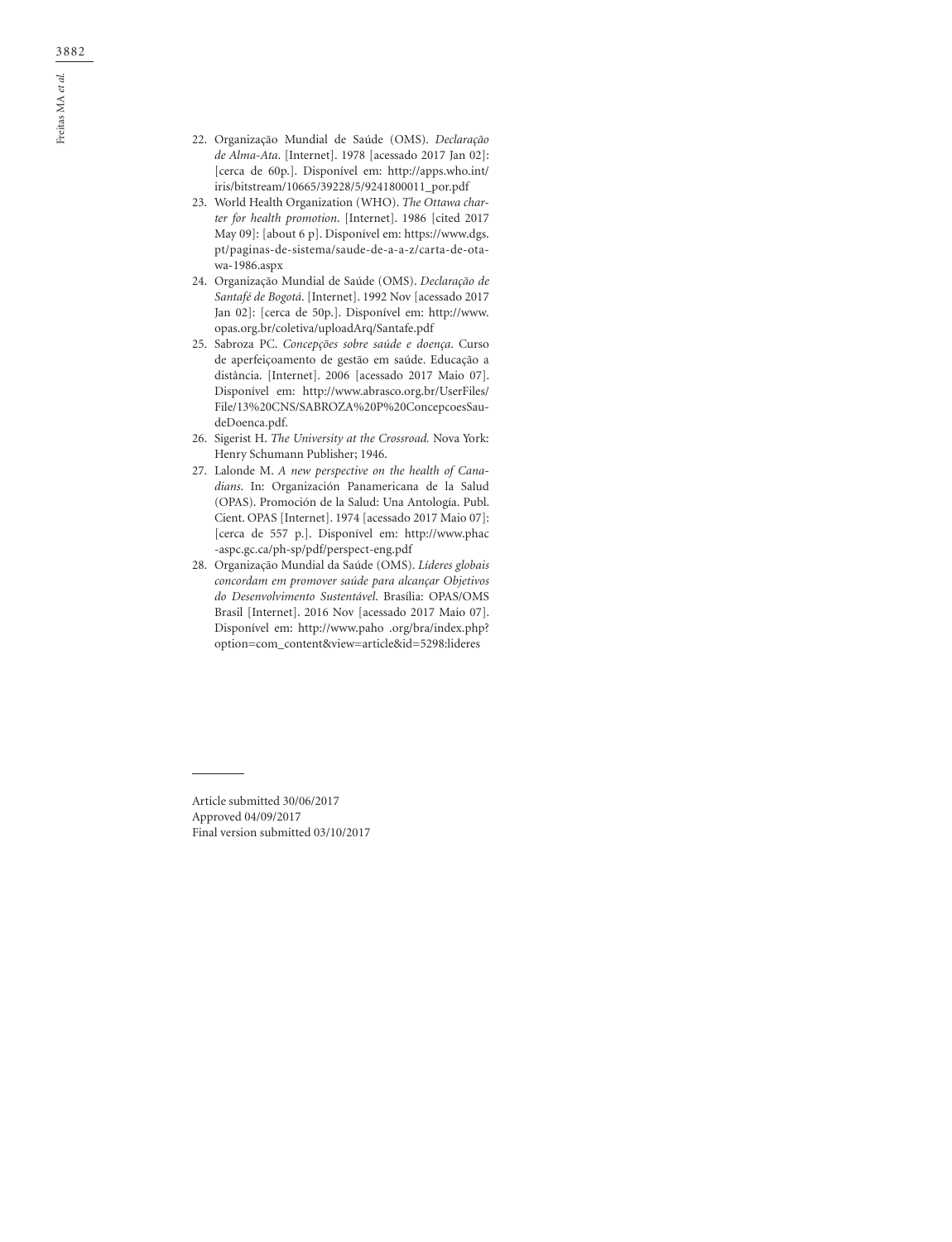22. Organização Mundial de Saúde (OMS). *Declaração de Alma-Ata*. [Internet]. 1978 [acessado 2017 Jan 02]: [cerca de 60p.]. Disponível em: http://apps.who.int/iris/bitstream/10665/39228/5/9241800011_por.pdf
23. World Health Organization (WHO). *The Ottawa charter for health promotion*. [Internet]. 1986 [cited 2017 May 09]: [about 6 p]. Disponível em: https://www.dgs.pt/paginas-de-sistema/saude-de-a-a-z/carta-de-otawa-1986.aspx
24. Organização Mundial de Saúde (OMS). *Declaração de Santafé de Bogotá*. [Internet]. 1992 Nov [acessado 2017 Jan 02]: [cerca de 50p.]. Disponível em: http://www.opas.org.br/coletiva/uploadArq/Santafe.pdf
25. Sabroza PC. *Concepções sobre saúde e doença*. Curso de aperfeiçoamento de gestão em saúde. Educação a distância. [Internet]. 2006 [acessado 2017 Maio 07]. Disponível em: http://www.abrasco.org.br/UserFiles/File/13%20CNS/SABROZA%20P%20ConcepcoesSaudeDoenca.pdf.
26. Sigerist H. *The University at the Crossroad*. Nova York: Henry Schumann Publisher; 1946.
27. Lalonde M. *A new perspective on the health of Canadians*. In: Organización Panamericana de la Salud (OPAS). Promoción de la Salud: Una Antología. Publ. Cient. OPAS [Internet]. 1974 [acessado 2017 Maio 07]: [cerca de 557 p.]. Disponível em: http://www.phac-aspc.gc.ca/ph-sp/pdf/perspect-eng.pdf
28. Organização Mundial da Saúde (OMS). *Líderes globais concordam em promover saúde para alcançar Objetivos do Desenvolvimento Sustentável*. Brasília: OPAS/OMS Brasil [Internet]. 2016 Nov [acessado 2017 Maio 07]. Disponível em: http://www.paho .org/bra/index.php?option=com_content&view=article&id=5298:lideres

Article submitted 30/06/2017
Approved 04/09/2017
Final version submitted 03/10/2017